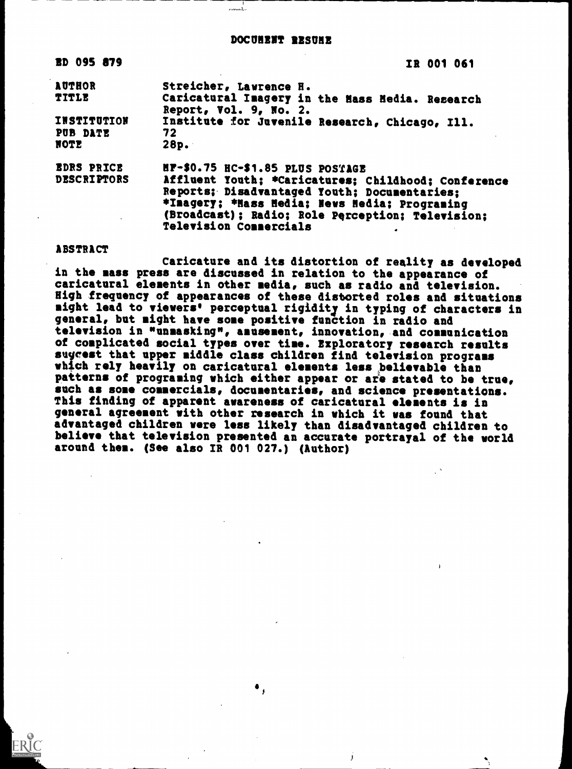# DOCUMENT RESUME

| | |
|---|---|
| ED 095 879 | IR 001 061 |
| AUTHOR | Streicher, Lawrence H. |
| TITLE | Caricatural Imagery in the Mass Media. Research Report, Vol. 9, No. 2. |
| INSTITUTION | Institute for Juvenile Research, Chicago, Ill. |
| PUB DATE | 72 |
| NOTE | 28p. |
| EDRS PRICE | MF-$0.75 HC-$1.85 PLUS POSTAGE |
| DESCRIPTORS | Affluent Youth; *Caricatures; Childhood; Conference Reports; Disadvantaged Youth; Documentaries; *Imagery; *Mass Media; News Media; Programing (Broadcast); Radio; Role Perception; Television; Television Commercials |

**ABSTRACT**

Caricature and its distortion of reality as developed in the mass press are discussed in relation to the appearance of caricatural elements in other media, such as radio and television. High frequency of appearances of these distorted roles and situations might lead to viewers' perceptual rigidity in typing of characters in general, but might have some positive function in radio and television in "unmasking", amusement, innovation, and communication of complicated social types over time. Exploratory research results suggest that upper middle class children find television programs which rely heavily on caricatural elements less believable than patterns of programing which either appear or are stated to be true, such as some commercials, documentaries, and science presentations. This finding of apparent awareness of caricatural elements is in general agreement with other research in which it was found that advantaged children were less likely than disadvantaged children to believe that television presented an accurate portrayal of the world around them. (See also IR 001 027.) (Author)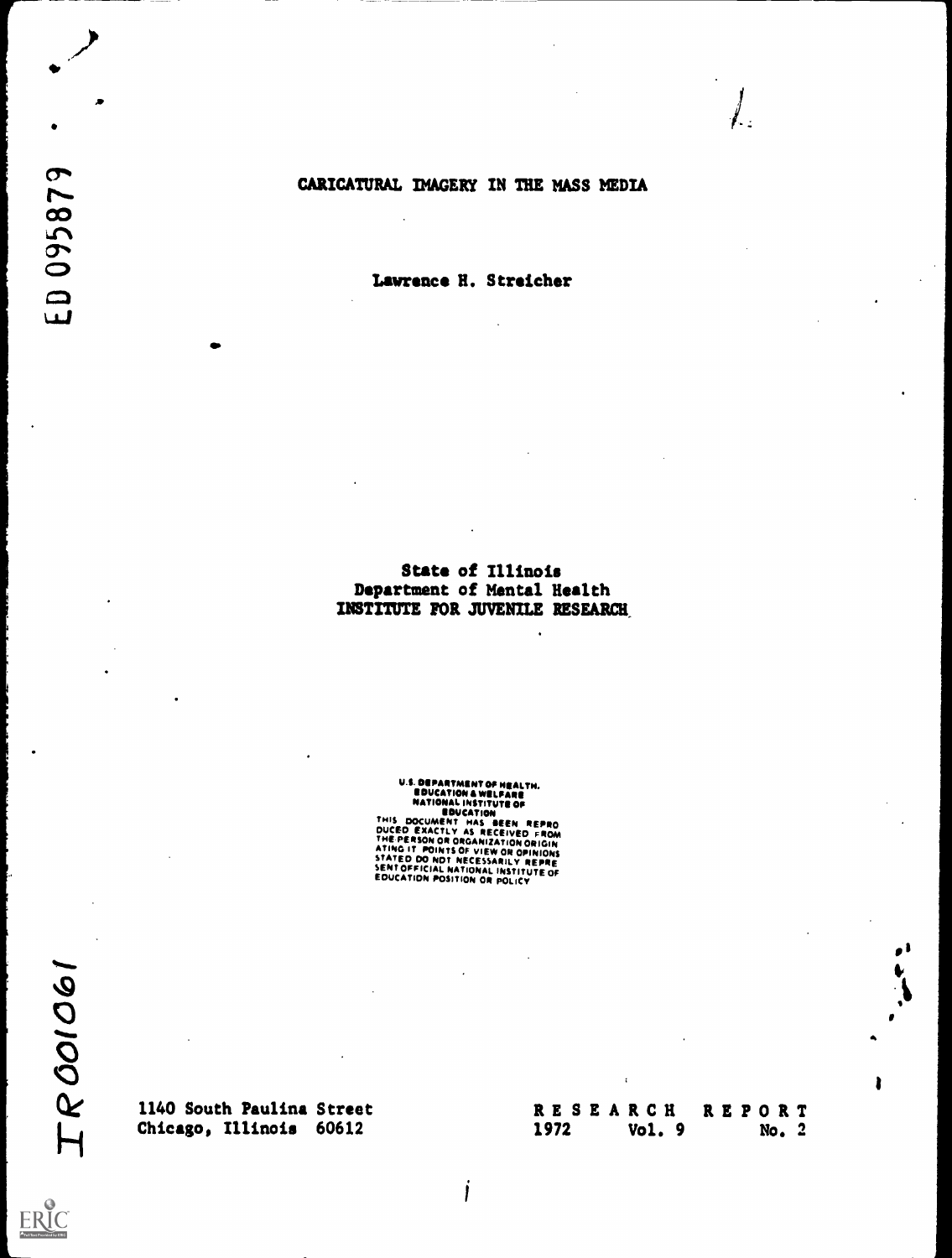# CARICATURAL IMAGERY IN THE MASS MEDIA

Lawrence H. Streicher

State of Illinois
Department of Mental Health
INSTITUTE FOR JUVENILE RESEARCH

U.S. DEPARTMENT OF HEALTH, EDUCATION & WELFARE
NATIONAL INSTITUTE OF EDUCATION
THIS DOCUMENT HAS BEEN REPRODUCED EXACTLY AS RECEIVED FROM THE PERSON OR ORGANIZATION ORIGINATING IT. POINTS OF VIEW OR OPINIONS STATED DO NOT NECESSARILY REPRESENT OFFICIAL NATIONAL INSTITUTE OF EDUCATION POSITION OR POLICY

1140 South Paulina Street
Chicago, Illinois 60612

RESEARCH REPORT
1972 Vol. 9 No. 2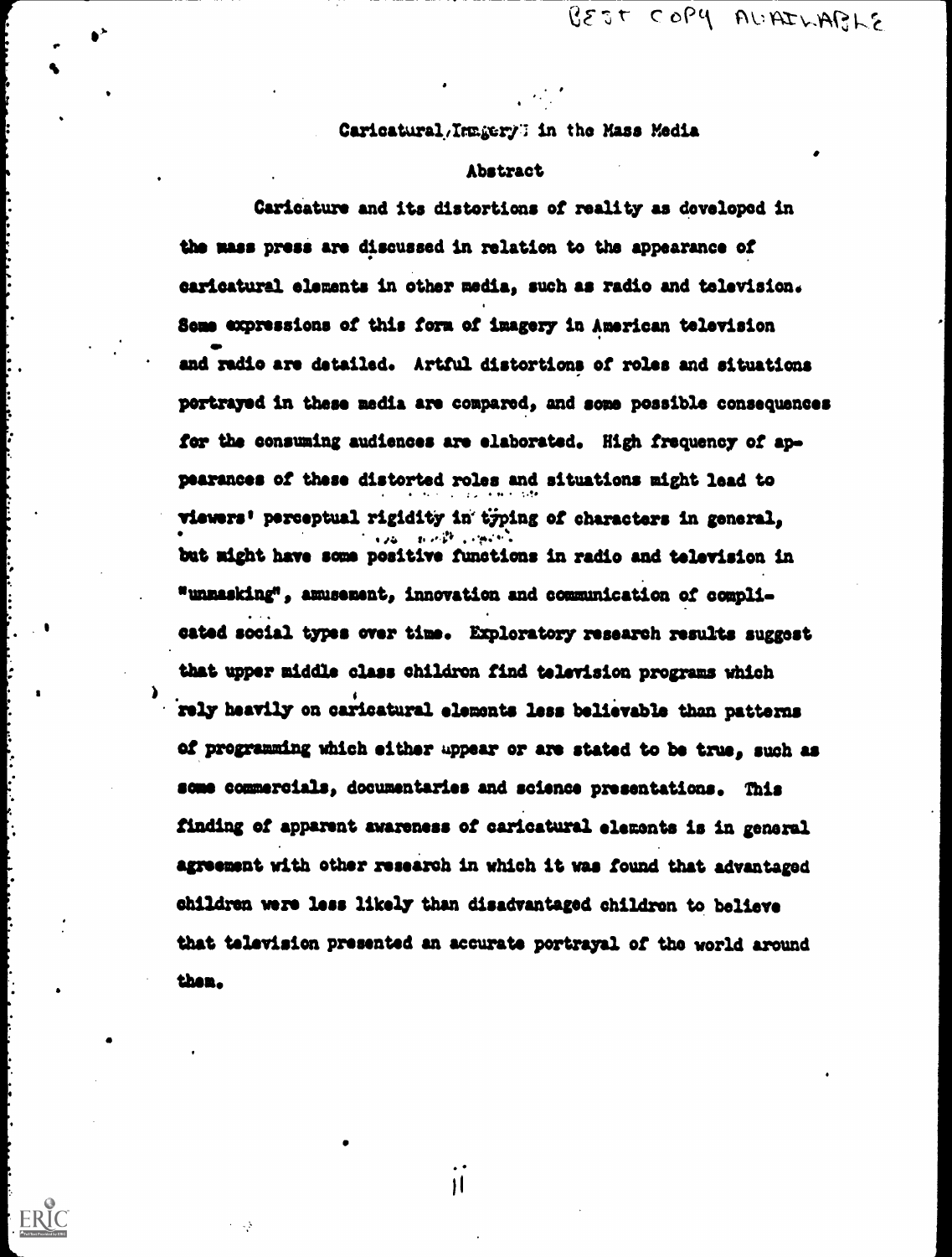# Caricatural Imagery in the Mass Media

## Abstract

Caricature and its distortions of reality as developed in the mass press are discussed in relation to the appearance of caricatural elements in other media, such as radio and television. Some expressions of this form of imagery in American television and radio are detailed. Artful distortions of roles and situations portrayed in these media are compared, and some possible consequences for the consuming audiences are elaborated. High frequency of appearances of these distorted roles and situations might lead to viewers' perceptual rigidity in typing of characters in general, but might have some positive functions in radio and television in "unmasking", amusement, innovation and communication of complicated social types over time. Exploratory research results suggest that upper middle class children find television programs which rely heavily on caricatural elements less believable than patterns of programming which either appear or are stated to be true, such as some commercials, documentaries and science presentations. This finding of apparent awareness of caricatural elements is in general agreement with other research in which it was found that advantaged children were less likely than disadvantaged children to believe that television presented an accurate portrayal of the world around them.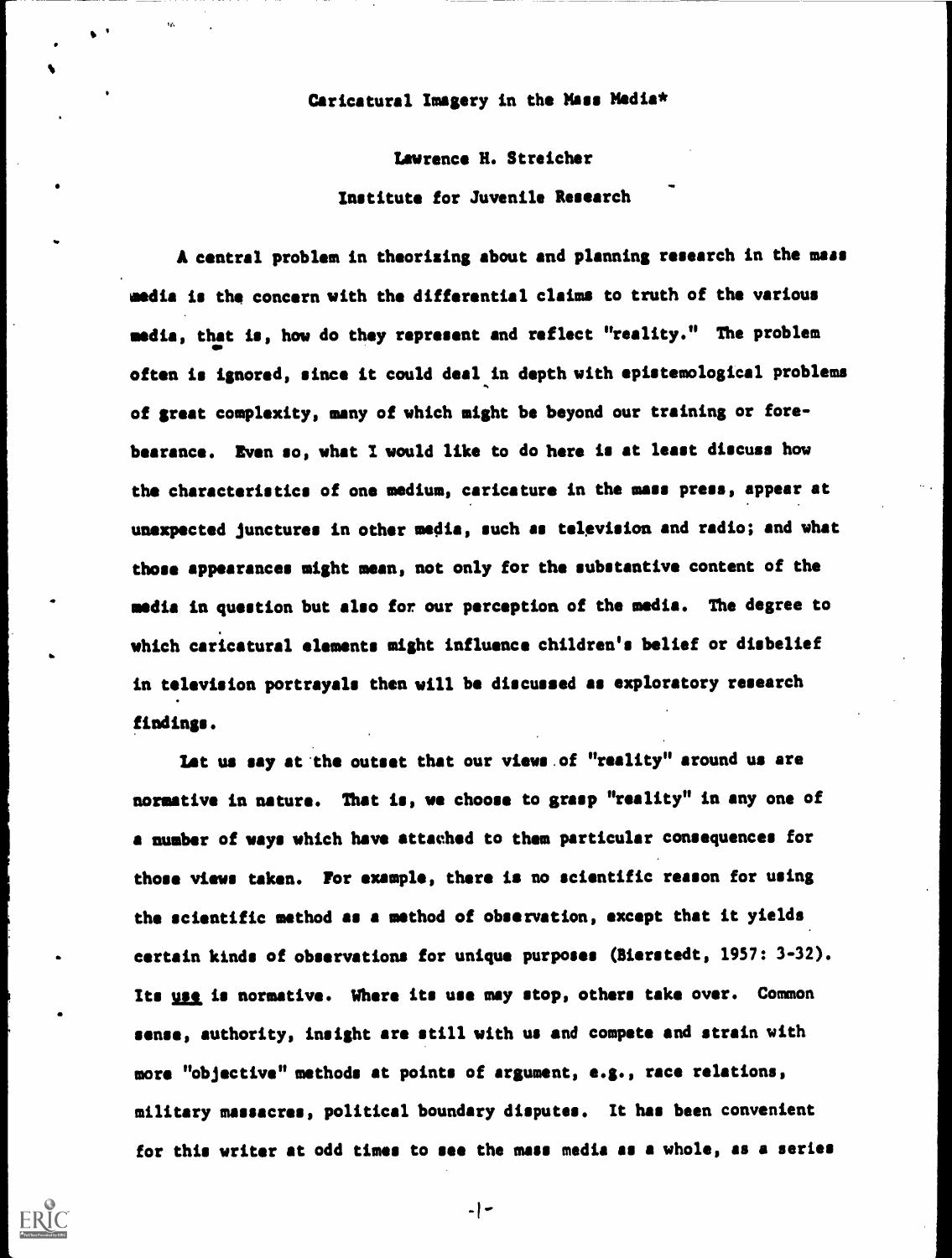# Caricatural Imagery in the Mass Media*

Lawrence H. Streicher

Institute for Juvenile Research

A central problem in theorizing about and planning research in the mass media is the concern with the differential claims to truth of the various media, that is, how do they represent and reflect "reality." The problem often is ignored, since it could deal in depth with epistemological problems of great complexity, many of which might be beyond our training or forebearance. Even so, what I would like to do here is at least discuss how the characteristics of one medium, caricature in the mass press, appear at unexpected junctures in other media, such as television and radio; and what those appearances might mean, not only for the substantive content of the media in question but also for our perception of the media. The degree to which caricatural elements might influence children's belief or disbelief in television portrayals then will be discussed as exploratory research findings.

Let us say at the outset that our views of "reality" around us are normative in nature. That is, we choose to grasp "reality" in any one of a number of ways which have attached to them particular consequences for those views taken. For example, there is no scientific reason for using the scientific method as a method of observation, except that it yields certain kinds of observations for unique purposes (Bierstedt, 1957: 3-32). Its use is normative. Where its use may stop, others take over. Common sense, authority, insight are still with us and compete and strain with more "objective" methods at points of argument, e.g., race relations, military massacres, political boundary disputes. It has been convenient for this writer at odd times to see the mass media as a whole, as a series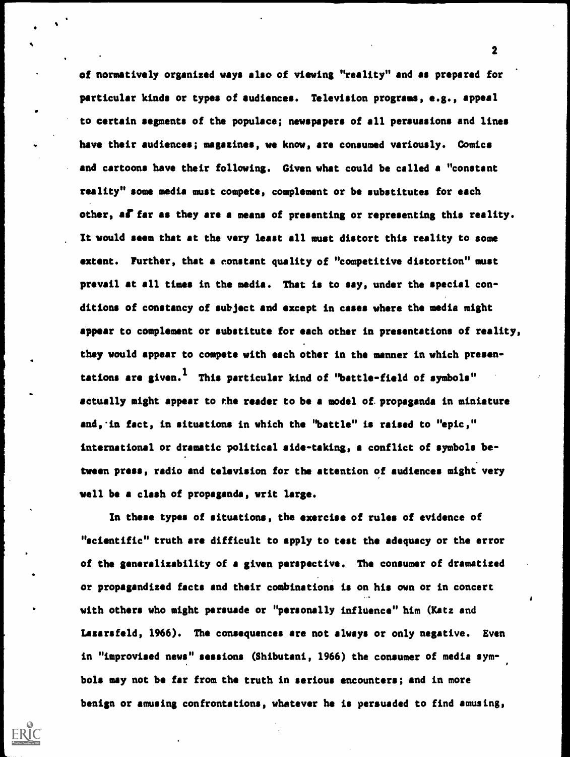of normatively organized ways also of viewing "reality" and as prepared for particular kinds or types of audiences. Television programs, e.g., appeal to certain segments of the populace; newspapers of all persuasions and lines have their audiences; magazines, we know, are consumed variously. Comics and cartoons have their following. Given what could be called a "constant reality" some media must compete, complement or be substitutes for each other, as far as they are a means of presenting or representing this reality. It would seem that at the very least all must distort this reality to some extent. Further, that a constant quality of "competitive distortion" must prevail at all times in the media. That is to say, under the special conditions of constancy of subject and except in cases where the media might appear to complement or substitute for each other in presentations of reality, they would appear to compete with each other in the manner in which presentations are given.[1] This particular kind of "battle-field of symbols" actually might appear to the reader to be a model of propaganda in miniature and, in fact, in situations in which the "battle" is raised to "epic," international or dramatic political side-taking, a conflict of symbols between press, radio and television for the attention of audiences might very well be a clash of propaganda, writ large.

In these types of situations, the exercise of rules of evidence of "scientific" truth are difficult to apply to test the adequacy or the error of the generalizability of a given perspective. The consumer of dramatized or propagandized facts and their combinations is on his own or in concert with others who might persuade or "personally influence" him (Katz and Lazarsfeld, 1966). The consequences are not always or only negative. Even in "improvised news" sessions (Shibutani, 1966) the consumer of media symbols may not be far from the truth in serious encounters; and in more benign or amusing confrontations, whatever he is persuaded to find amusing,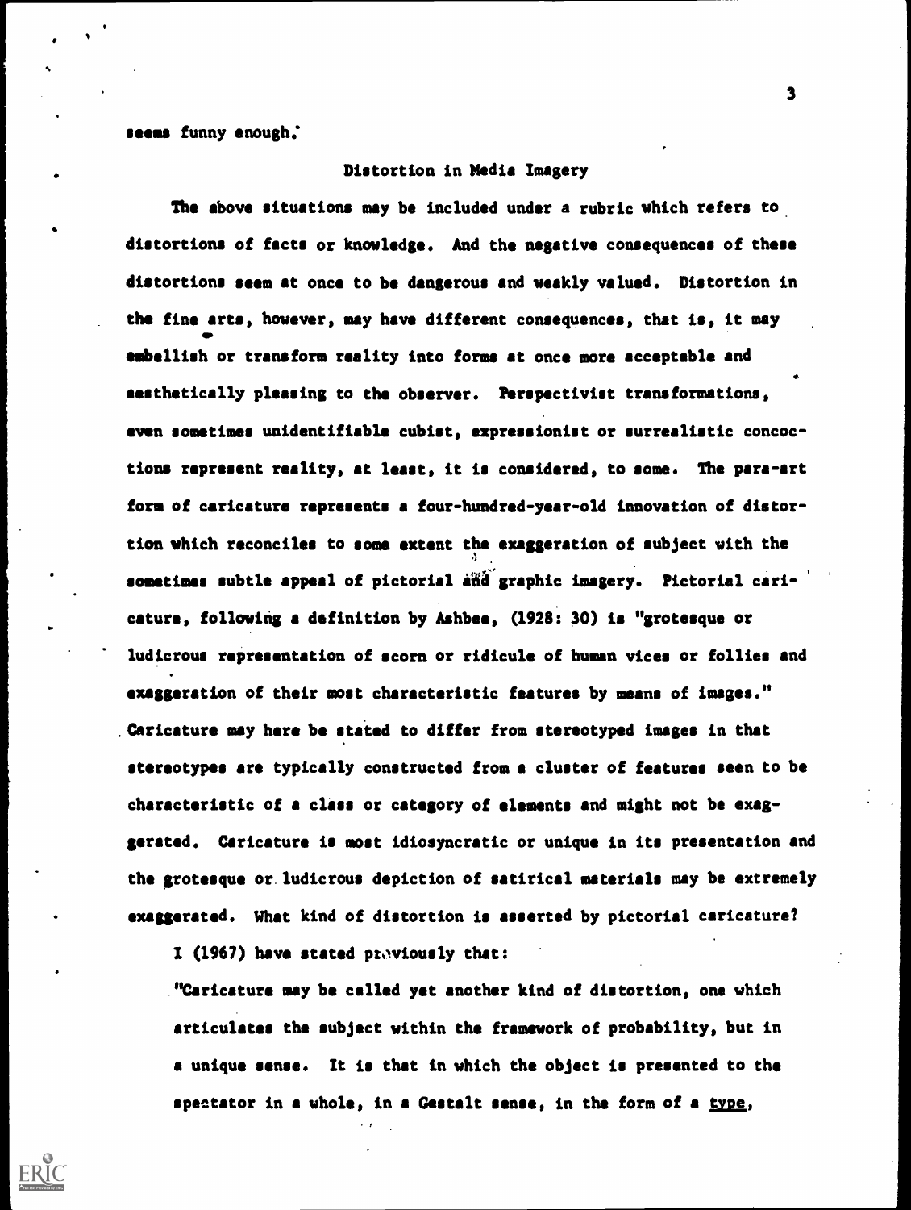seems funny enough.

## Distortion in Media Imagery

The above situations may be included under a rubric which refers to distortions of facts or knowledge. And the negative consequences of these distortions seem at once to be dangerous and weakly valued. Distortion in the fine arts, however, may have different consequences, that is, it may embellish or transform reality into forms at once more acceptable and aesthetically pleasing to the observer. Perspectivist transformations, even sometimes unidentifiable cubist, expressionist or surrealistic concoctions represent reality, at least, it is considered, to some. The para-art form of caricature represents a four-hundred-year-old innovation of distortion which reconciles to some extent the exaggeration of subject with the sometimes subtle appeal of pictorial and graphic imagery. Pictorial caricature, following a definition by Ashbee, (1928: 30) is "grotesque or ludicrous representation of scorn or ridicule of human vices or follies and exaggeration of their most characteristic features by means of images." Caricature may here be stated to differ from stereotyped images in that stereotypes are typically constructed from a cluster of features seen to be characteristic of a class or category of elements and might not be exaggerated. Caricature is most idiosyncratic or unique in its presentation and the grotesque or ludicrous depiction of satirical materials may be extremely exaggerated. What kind of distortion is asserted by pictorial caricature?

I (1967) have stated previously that:

> "Caricature may be called yet another kind of distortion, one which articulates the subject within the framework of probability, but in a unique sense. It is that in which the object is presented to the spectator in a whole, in a Gestalt sense, in the form of a <u>type</u>,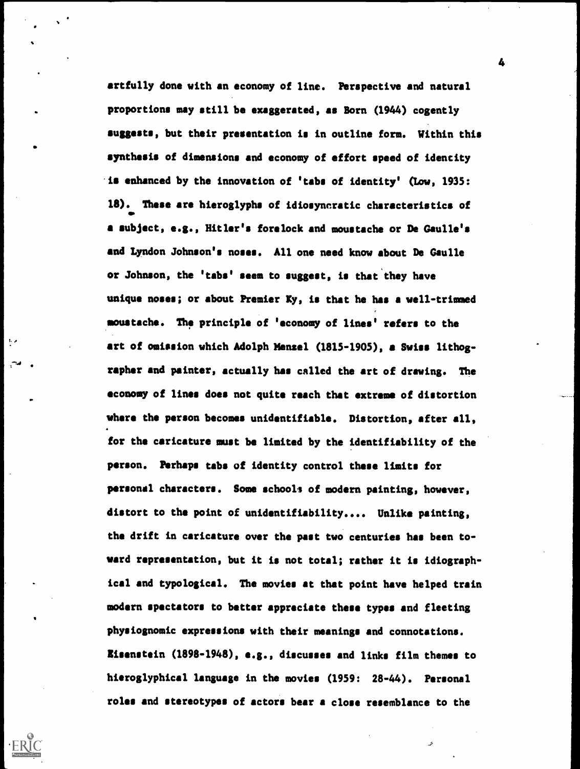artfully done with an economy of line. Perspective and natural proportions may still be exaggerated, as Born (1944) cogently suggests, but their presentation is in outline form. Within this synthesis of dimensions and economy of effort speed of identity is enhanced by the innovation of 'tabs of identity' (Low, 1935: 18). These are hieroglyphs of idiosyncratic characteristics of a subject, e.g., Hitler's forelock and moustache or De Gaulle's and Lyndon Johnson's noses. All one need know about De Gaulle or Johnson, the 'tabs' seem to suggest, is that they have unique noses; or about Premier Ky, is that he has a well-trimmed moustache. The principle of 'economy of lines' refers to the art of omission which Adolph Menzel (1815-1905), a Swiss lithographer and painter, actually has called the art of drawing. The economy of lines does not quite reach that extreme of distortion where the person becomes unidentifiable. Distortion, after all, for the caricature must be limited by the identifiability of the person. Perhaps tabs of identity control these limits for personal characters. Some schools of modern painting, however, distort to the point of unidentifiability.... Unlike painting, the drift in caricature over the past two centuries has been toward representation, but it is not total; rather it is idiographical and typological. The movies at that point have helped train modern spectators to better appreciate these types and fleeting physiognomic expressions with their meanings and connotations. Eisenstein (1898-1948), e.g., discusses and links film themes to hieroglyphical language in the movies (1959: 28-44). Personal roles and stereotypes of actors bear a close resemblance to the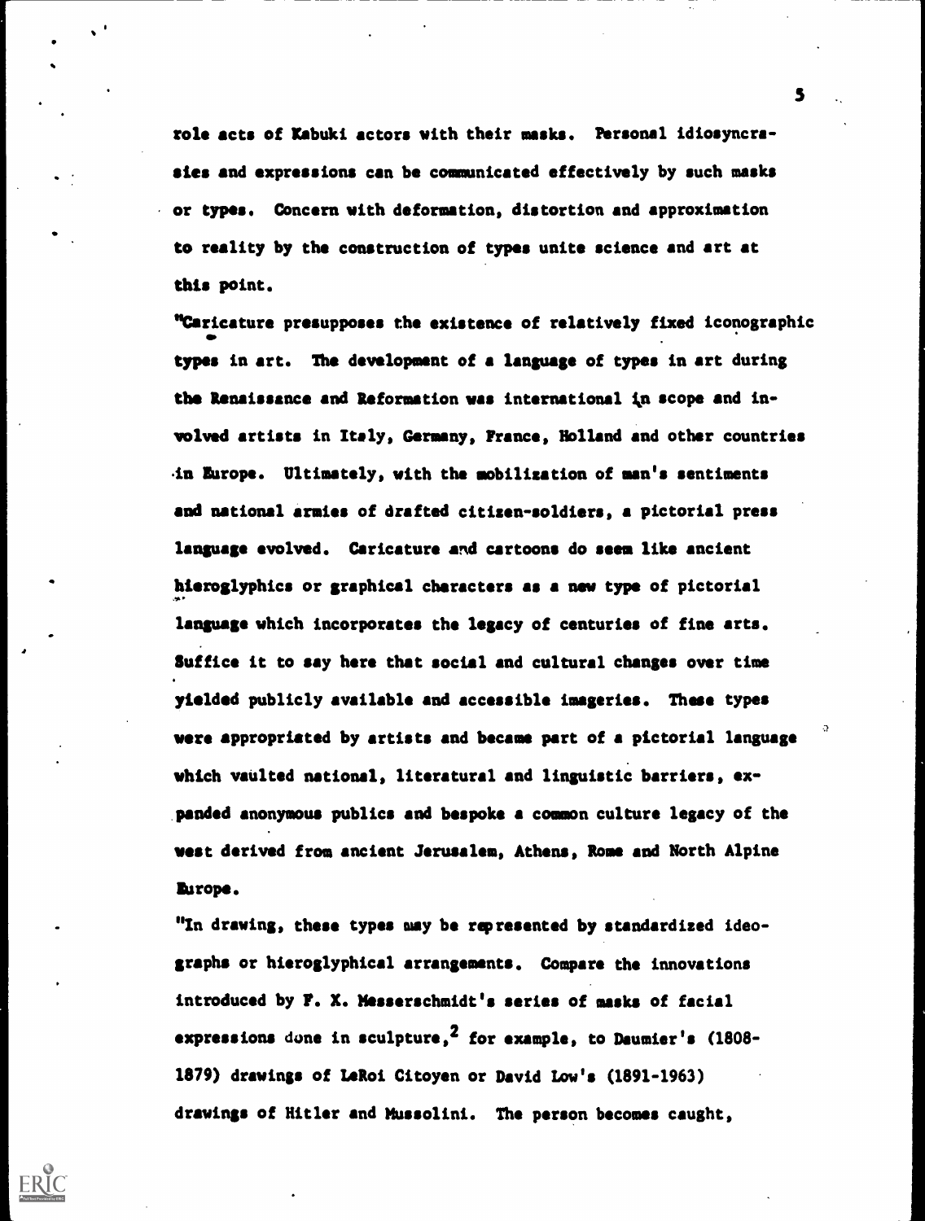role acts of Kabuki actors with their masks. Personal idiosyncrasies and expressions can be communicated effectively by such masks or types. Concern with deformation, distortion and approximation to reality by the construction of types unite science and art at this point.

"Caricature presupposes the existence of relatively fixed iconographic types in art. The development of a language of types in art during the Renaissance and Reformation was international in scope and involved artists in Italy, Germany, France, Holland and other countries in Europe. Ultimately, with the mobilization of man's sentiments and national armies of drafted citizen-soldiers, a pictorial press language evolved. Caricature and cartoons do seem like ancient hieroglyphics or graphical characters as a new type of pictorial language which incorporates the legacy of centuries of fine arts. Suffice it to say here that social and cultural changes over time yielded publicly available and accessible imageries. These types were appropriated by artists and became part of a pictorial language which vaulted national, literatural and linguistic barriers, expanded anonymous publics and bespoke a common culture legacy of the west derived from ancient Jerusalem, Athens, Rome and North Alpine Europe.

"In drawing, these types may be represented by standardized ideographs or hieroglyphical arrangements. Compare the innovations introduced by F. X. Messerschmidt's series of masks of facial expressions done in sculpture,[2] for example, to Daumier's (1808-1879) drawings of LeRoi Citoyen or David Low's (1891-1963) drawings of Hitler and Mussolini. The person becomes caught,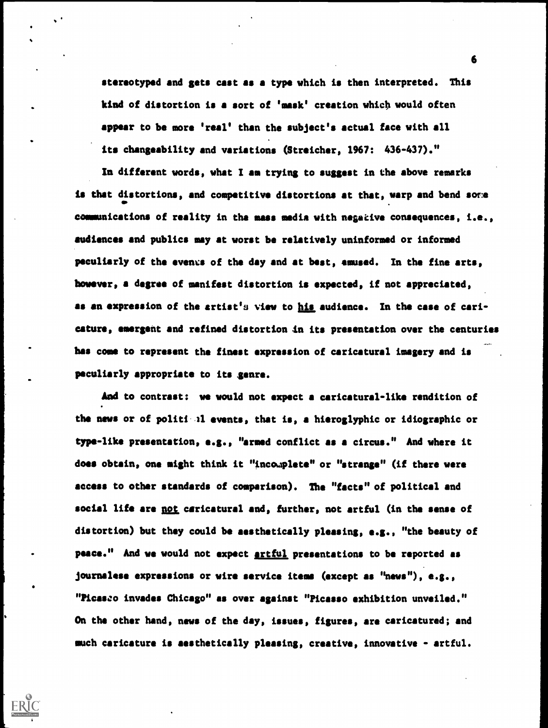stereotyped and gets cast as a type which is then interpreted. This kind of distortion is a sort of 'mask' creation which would often appear to be more 'real' than the subject's actual face with all its changeability and variations (Streicher, 1967: 436-437)."

In different words, what I am trying to suggest in the above remarks is that distortions, and competitive distortions at that, warp and bend some communications of reality in the mass media with negative consequences, i.e., audiences and publics may at worst be relatively uninformed or informed peculiarly of the events of the day and at best, amused. In the fine arts, however, a degree of manifest distortion is expected, if not appreciated, as an expression of the artist's view to his audience. In the case of caricature, emergent and refined distortion in its presentation over the centuries has come to represent the finest expression of caricatural imagery and is peculiarly appropriate to its genre.

And to contrast: we would not expect a caricatural-like rendition of the news or of political events, that is, a hieroglyphic or idiographic or type-like presentation, e.g., "armed conflict as a circus." And where it does obtain, one might think it "incomplete" or "strange" (if there were access to other standards of comparison). The "facts" of political and social life are not caricatural and, further, not artful (in the sense of distortion) but they could be aesthetically pleasing, e.g., "the beauty of peace." And we would not expect artful presentations to be reported as journalese expressions or wire service items (except as "news"), e.g., "Picasso invades Chicago" as over against "Picasso exhibition unveiled." On the other hand, news of the day, issues, figures, are caricatured; and much caricature is aesthetically pleasing, creative, innovative - artful.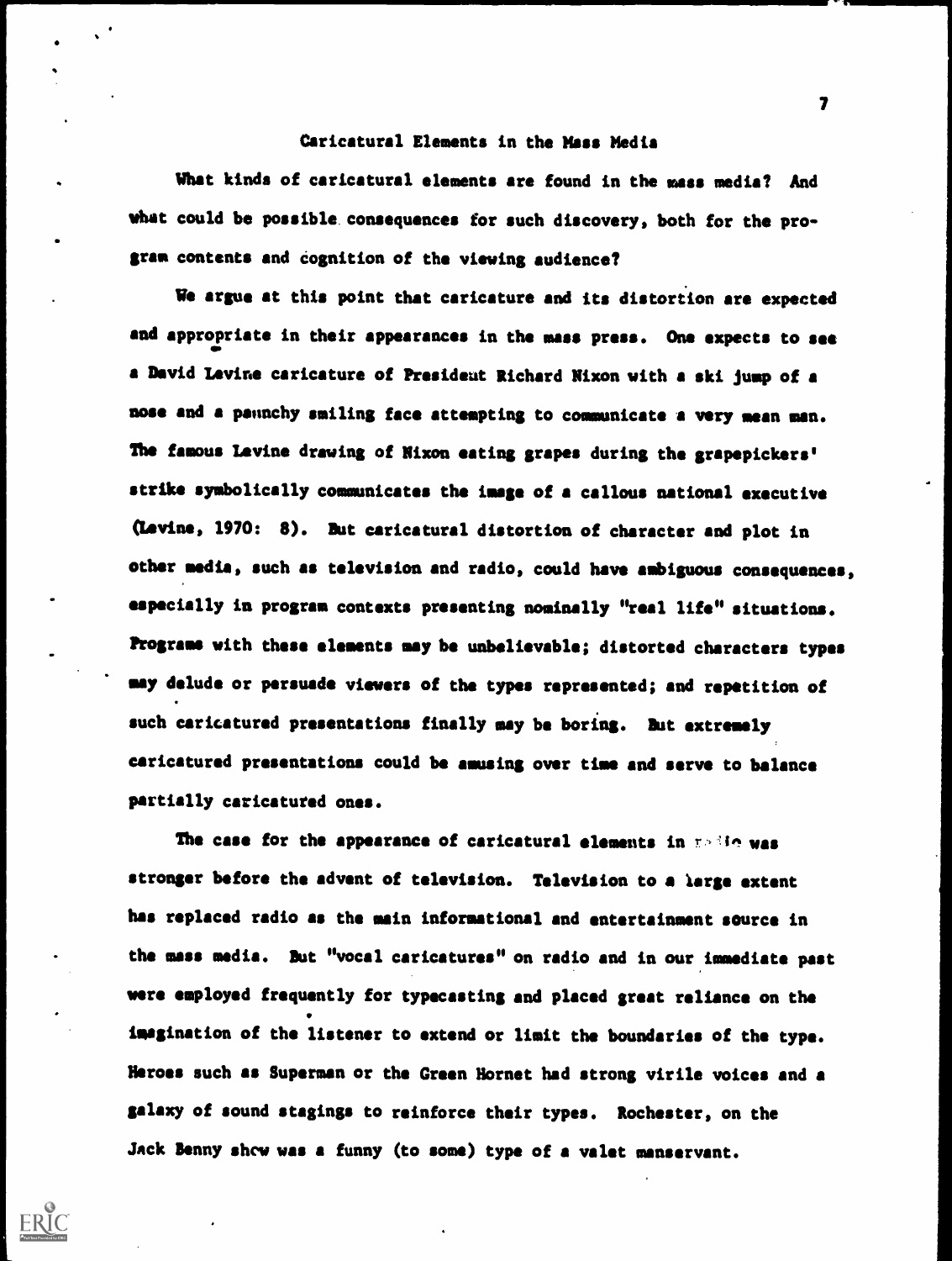## Caricatural Elements in the Mass Media

What kinds of caricatural elements are found in the mass media? And what could be possible consequences for such discovery, both for the program contents and cognition of the viewing audience?

We argue at this point that caricature and its distortion are expected and appropriate in their appearances in the mass press. One expects to see a David Levine caricature of President Richard Nixon with a ski jump of a nose and a paunchy smiling face attempting to communicate a very mean man. The famous Levine drawing of Nixon eating grapes during the grapepickers' strike symbolically communicates the image of a callous national executive (Levine, 1970: 8). But caricatural distortion of character and plot in other media, such as television and radio, could have ambiguous consequences, especially in program contexts presenting nominally "real life" situations. Programs with these elements may be unbelievable; distorted characters types may delude or persuade viewers of the types represented; and repetition of such caricatured presentations finally may be boring. But extremely caricatured presentations could be amusing over time and serve to balance partially caricatured ones.

The case for the appearance of caricatural elements in radio was stronger before the advent of television. Television to a large extent has replaced radio as the main informational and entertainment source in the mass media. But "vocal caricatures" on radio and in our immediate past were employed frequently for typecasting and placed great reliance on the imagination of the listener to extend or limit the boundaries of the type. Heroes such as Superman or the Green Hornet had strong virile voices and a galaxy of sound stagings to reinforce their types. Rochester, on the Jack Benny show was a funny (to some) type of a valet manservant.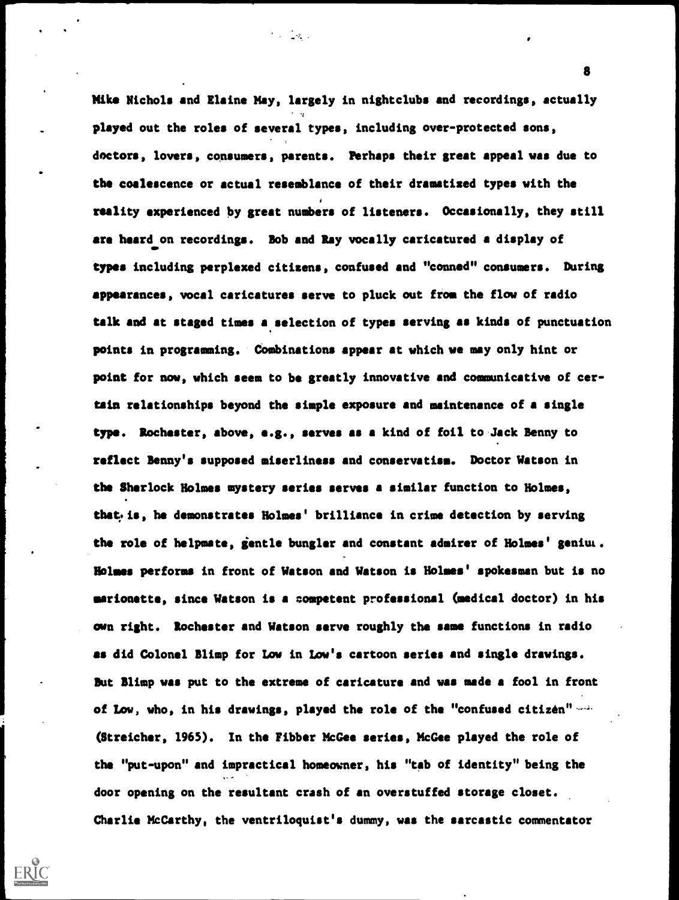Mike Nichols and Elaine May, largely in nightclubs and recordings, actually played out the roles of several types, including over-protected sons, doctors, lovers, consumers, parents. Perhaps their great appeal was due to the coalescence or actual resemblance of their dramatized types with the reality experienced by great numbers of listeners. Occasionally, they still are heard on recordings. Bob and Ray vocally caricatured a display of types including perplexed citizens, confused and "conned" consumers. During appearances, vocal caricatures serve to pluck out from the flow of radio talk and at staged times a selection of types serving as kinds of punctuation points in programming. Combinations appear at which we may only hint or point for now, which seem to be greatly innovative and communicative of certain relationships beyond the simple exposure and maintenance of a single type. Rochester, above, e.g., serves as a kind of foil to Jack Benny to reflect Benny's supposed miserliness and conservatism. Doctor Watson in the Sherlock Holmes mystery series serves a similar function to Holmes, that is, he demonstrates Holmes' brilliance in crime detection by serving the role of helpmate, gentle bungler and constant admirer of Holmes' genius. Holmes performs in front of Watson and Watson is Holmes' spokesman but is no marionette, since Watson is a competent professional (medical doctor) in his own right. Rochester and Watson serve roughly the same functions in radio as did Colonel Blimp for Low in Low's cartoon series and single drawings. But Blimp was put to the extreme of caricature and was made a fool in front of Low, who, in his drawings, played the role of the "confused citizen" (Streicher, 1965). In the Fibber McGee series, McGee played the role of the "put-upon" and impractical homeowner, his "tab of identity" being the door opening on the resultant crash of an overstuffed storage closet. Charlie McCarthy, the ventriloquist's dummy, was the sarcastic commentator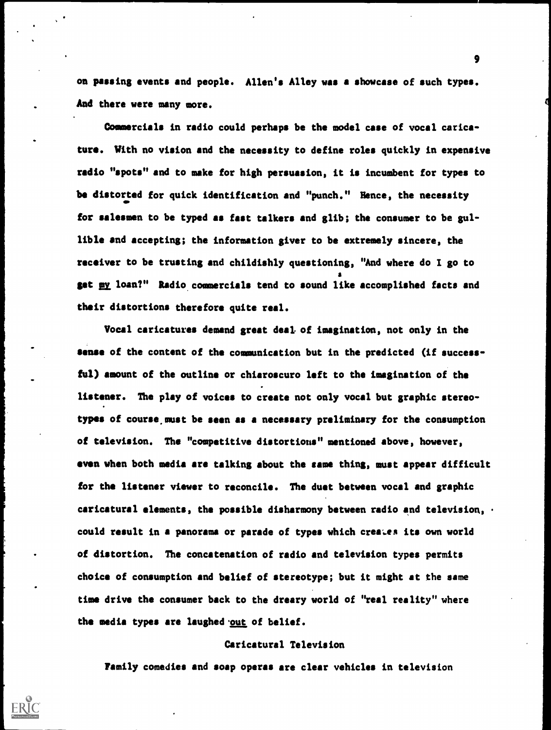on passing events and people. Allen's Alley was a showcase of such types. And there were many more.

Commercials in radio could perhaps be the model case of vocal caricature. With no vision and the necessity to define roles quickly in expensive radio "spots" and to make for high persuasion, it is incumbent for types to be distorted for quick identification and "punch." Hence, the necessity for salesmen to be typed as fast talkers and glib; the consumer to be gullible and accepting; the information giver to be extremely sincere, the receiver to be trusting and childishly questioning, "And where do I go to get *my* loan?" Radio commercials tend to sound like accomplished facts and their distortions therefore quite real.

Vocal caricatures demand great deal of imagination, not only in the sense of the content of the communication but in the predicted (if successful) amount of the outline or chiaroscuro left to the imagination of the listener. The play of voices to create not only vocal but graphic stereotypes of course must be seen as a necessary preliminary for the consumption of television. The "competitive distortions" mentioned above, however, even when both media are talking about the same thing, must appear difficult for the listener viewer to reconcile. The duet between vocal and graphic caricatural elements, the possible disharmony between radio and television, could result in a panorama or parade of types which creates its own world of distortion. The concatenation of radio and television types permits choice of consumption and belief of stereotype; but it might at the same time drive the consumer back to the dreary world of "real reality" where the media types are laughed *out* of belief.

## Caricatural Television

Family comedies and soap operas are clear vehicles in television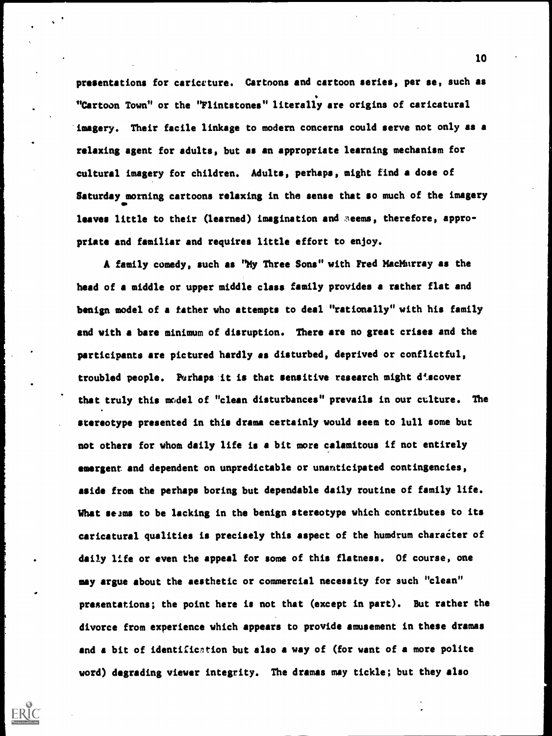presentations for caricature. Cartoons and cartoon series, per se, such as "Cartoon Town" or the "Flintstones" literally are origins of caricatural imagery. Their facile linkage to modern concerns could serve not only as a relaxing agent for adults, but as an appropriate learning mechanism for cultural imagery for children. Adults, perhaps, might find a dose of Saturday morning cartoons relaxing in the sense that so much of the imagery leaves little to their (learned) imagination and seems, therefore, appropriate and familiar and requires little effort to enjoy.

A family comedy, such as "My Three Sons" with Fred MacMurray as the head of a middle or upper middle class family provides a rather flat and benign model of a father who attempts to deal "rationally" with his family and with a bare minimum of disruption. There are no great crises and the participants are pictured hardly as disturbed, deprived or conflictful, troubled people. Perhaps it is that sensitive research might discover that truly this model of "clean disturbances" prevails in our culture. The stereotype presented in this drama certainly would seem to lull some but not others for whom daily life is a bit more calamitous if not entirely emergent and dependent on unpredictable or unanticipated contingencies, aside from the perhaps boring but dependable daily routine of family life. What seems to be lacking in the benign stereotype which contributes to its caricatural qualities is precisely this aspect of the humdrum character of daily life or even the appeal for some of this flatness. Of course, one may argue about the aesthetic or commercial necessity for such "clean" presentations; the point here is not that (except in part). But rather the divorce from experience which appears to provide amusement in these dramas and a bit of identification but also a way of (for want of a more polite word) degrading viewer integrity. The dramas may tickle; but they also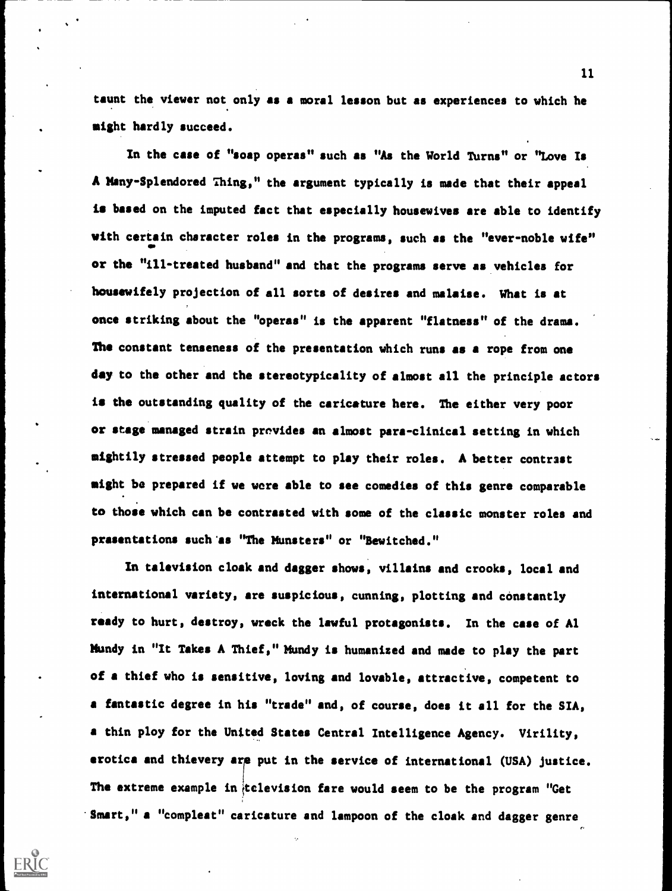taunt the viewer not only as a moral lesson but as experiences to which he might hardly succeed.

In the case of "soap operas" such as "As the World Turns" or "Love Is A Many-Splendored Thing," the argument typically is made that their appeal is based on the imputed fact that especially housewives are able to identify with certain character roles in the programs, such as the "ever-noble wife" or the "ill-treated husband" and that the programs serve as vehicles for housewifely projection of all sorts of desires and malaise. What is at once striking about the "operas" is the apparent "flatness" of the drama. The constant tenseness of the presentation which runs as a rope from one day to the other and the stereotypicality of almost all the principle actors is the outstanding quality of the caricature here. The either very poor or stage managed strain provides an almost para-clinical setting in which mightily stressed people attempt to play their roles. A better contrast might be prepared if we were able to see comedies of this genre comparable to those which can be contrasted with some of the classic monster roles and presentations such as "The Munsters" or "Bewitched."

In television cloak and dagger shows, villains and crooks, local and international variety, are suspicious, cunning, plotting and constantly ready to hurt, destroy, wreck the lawful protagonists. In the case of Al Mundy in "It Takes A Thief," Mundy is humanized and made to play the part of a thief who is sensitive, loving and lovable, attractive, competent to a fantastic degree in his "trade" and, of course, does it all for the SIA, a thin ploy for the United States Central Intelligence Agency. Virility, erotica and thievery are put in the service of international (USA) justice. The extreme example in television fare would seem to be the program "Get Smart," a "compleat" caricature and lampoon of the cloak and dagger genre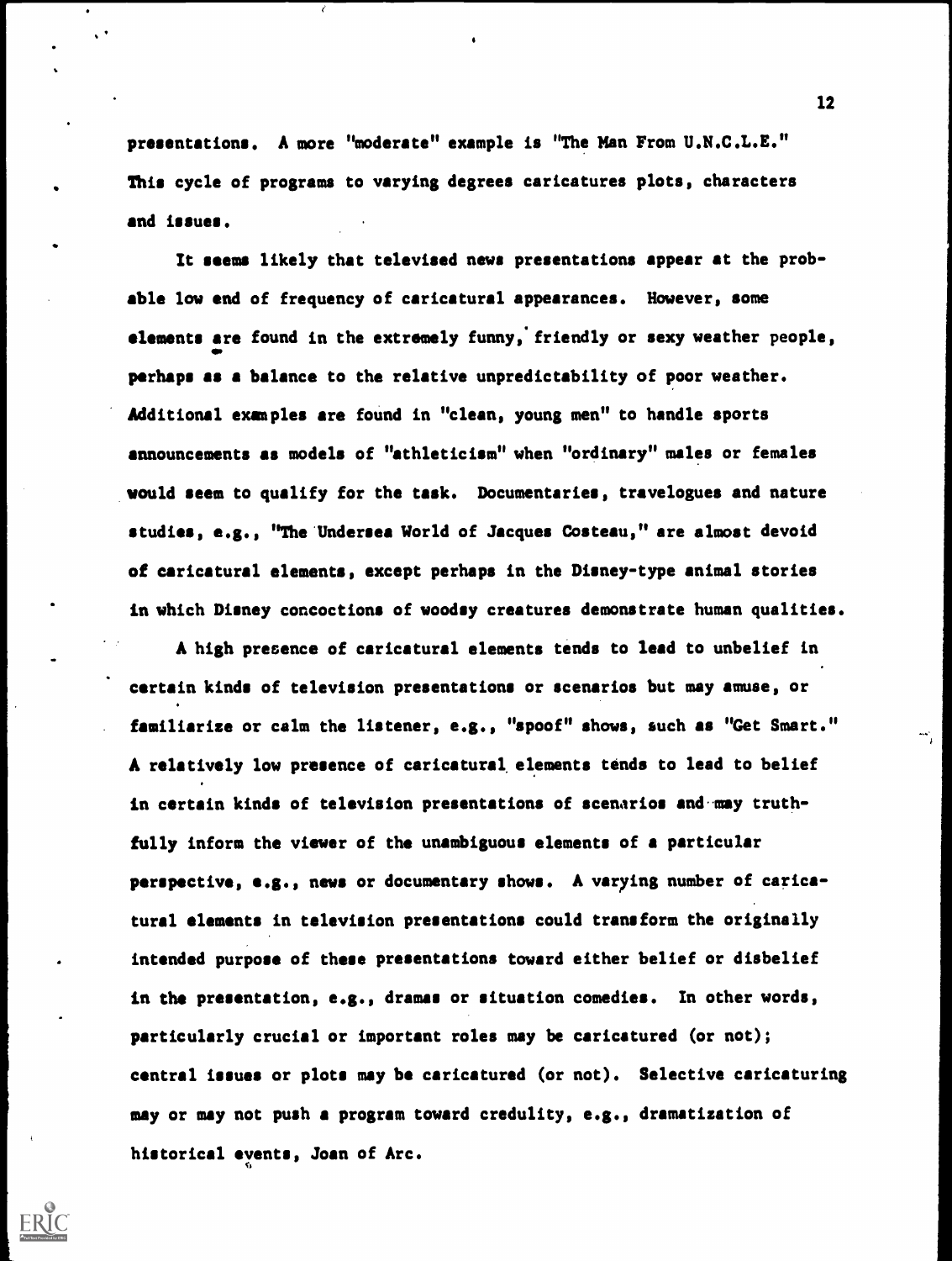presentations. A more "moderate" example is "The Man From U.N.C.L.E." This cycle of programs to varying degrees caricatures plots, characters and issues.

It seems likely that televised news presentations appear at the probable low end of frequency of caricatural appearances. However, some elements are found in the extremely funny, friendly or sexy weather people, perhaps as a balance to the relative unpredictability of poor weather. Additional examples are found in "clean, young men" to handle sports announcements as models of "athleticism" when "ordinary" males or females would seem to qualify for the task. Documentaries, travelogues and nature studies, e.g., "The Undersea World of Jacques Costeau," are almost devoid of caricatural elements, except perhaps in the Disney-type animal stories in which Disney concoctions of woodsy creatures demonstrate human qualities.

A high presence of caricatural elements tends to lead to unbelief in certain kinds of television presentations or scenarios but may amuse, or familiarize or calm the listener, e.g., "spoof" shows, such as "Get Smart." A relatively low presence of caricatural elements tends to lead to belief in certain kinds of television presentations of scenarios and may truthfully inform the viewer of the unambiguous elements of a particular perspective, e.g., news or documentary shows. A varying number of caricatural elements in television presentations could transform the originally intended purpose of these presentations toward either belief or disbelief in the presentation, e.g., dramas or situation comedies. In other words, particularly crucial or important roles may be caricatured (or not); central issues or plots may be caricatured (or not). Selective caricaturing may or may not push a program toward credulity, e.g., dramatization of historical events, Joan of Arc.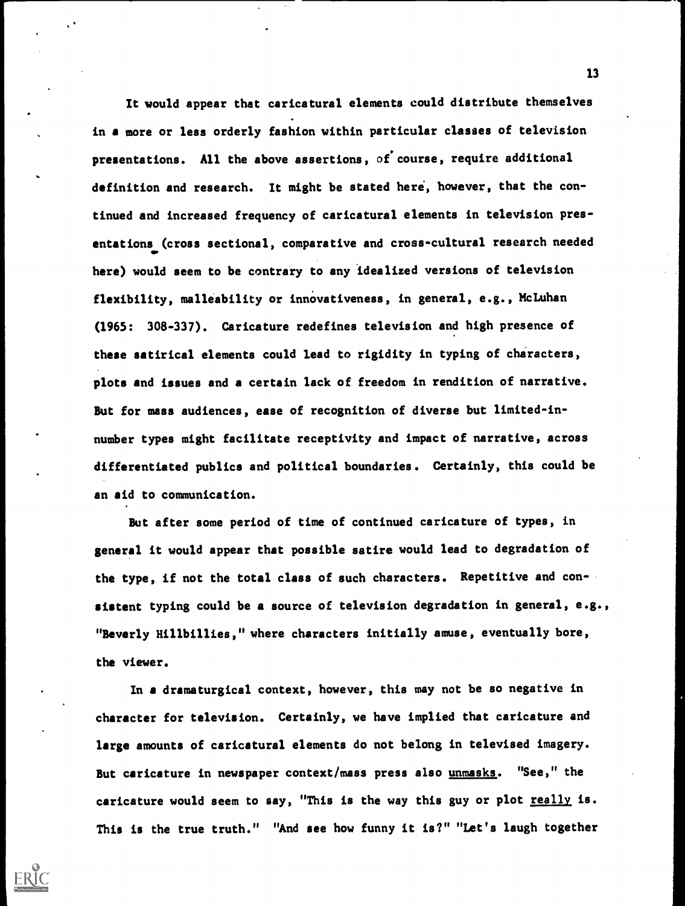It would appear that caricatural elements could distribute themselves in a more or less orderly fashion within particular classes of television presentations. All the above assertions, of course, require additional definition and research. It might be stated here, however, that the continued and increased frequency of caricatural elements in television presentations (cross sectional, comparative and cross-cultural research needed here) would seem to be contrary to any idealized versions of television flexibility, malleability or innovativeness, in general, e.g., McLuhan (1965: 308-337). Caricature redefines television and high presence of these satirical elements could lead to rigidity in typing of characters, plots and issues and a certain lack of freedom in rendition of narrative. But for mass audiences, ease of recognition of diverse but limited-in-number types might facilitate receptivity and impact of narrative, across differentiated publics and political boundaries. Certainly, this could be an aid to communication.

But after some period of time of continued caricature of types, in general it would appear that possible satire would lead to degradation of the type, if not the total class of such characters. Repetitive and consistent typing could be a source of television degradation in general, e.g., "Beverly Hillbillies," where characters initially amuse, eventually bore, the viewer.

In a dramaturgical context, however, this may not be so negative in character for television. Certainly, we have implied that caricature and large amounts of caricatural elements do not belong in televised imagery. But caricature in newspaper context/mass press also <u>unmasks</u>. "See," the caricature would seem to say, "This is the way this guy or plot <u>really</u> is. This is the true truth." "And see how funny it is?" "Let's laugh together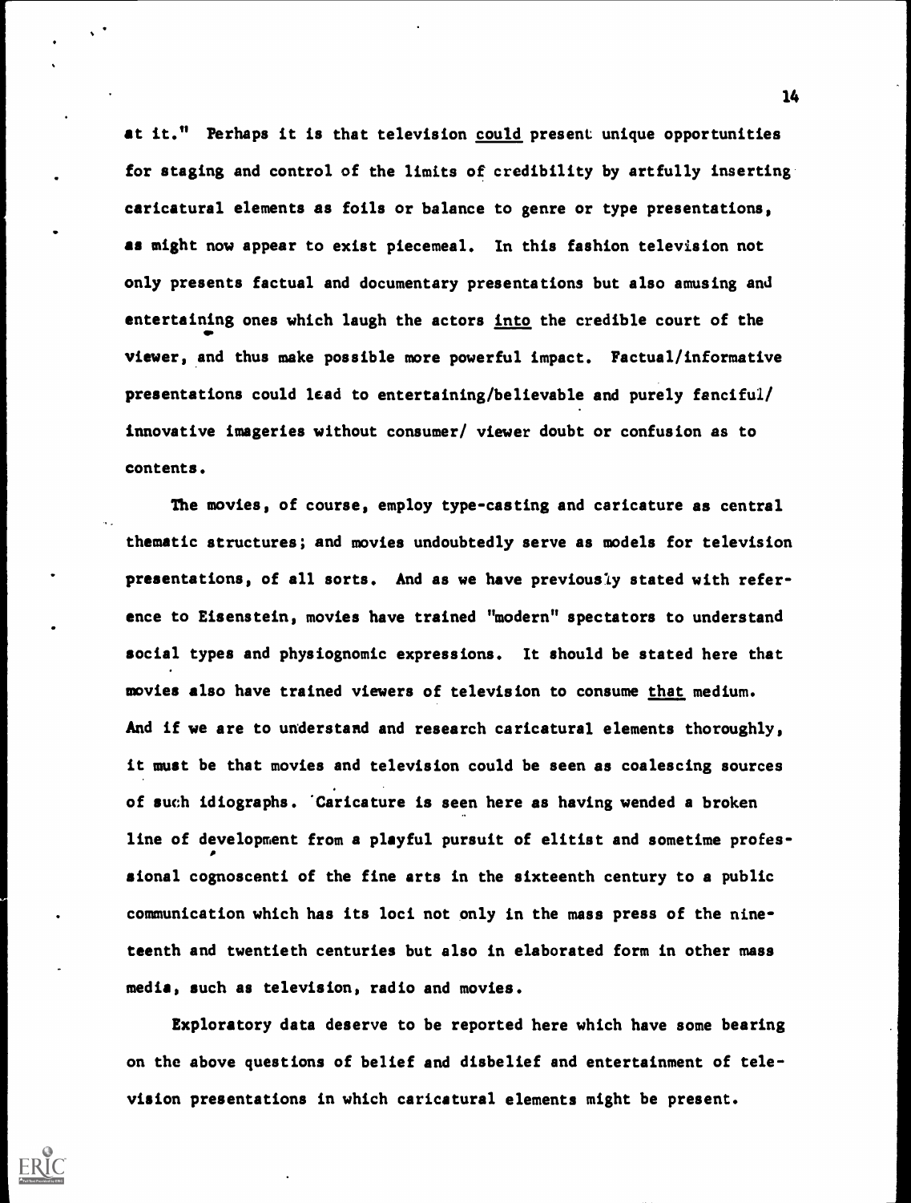at it." Perhaps it is that television *could* present unique opportunities for staging and control of the limits of credibility by artfully inserting caricatural elements as foils or balance to genre or type presentations, as might now appear to exist piecemeal. In this fashion television not only presents factual and documentary presentations but also amusing and entertaining ones which laugh the actors *into* the credible court of the viewer, and thus make possible more powerful impact. Factual/informative presentations could lead to entertaining/believable and purely fanciful/ innovative imageries without consumer/ viewer doubt or confusion as to contents.

The movies, of course, employ type-casting and caricature as central thematic structures; and movies undoubtedly serve as models for television presentations, of all sorts. And as we have previously stated with reference to Eisenstein, movies have trained "modern" spectators to understand social types and physiognomic expressions. It should be stated here that movies also have trained viewers of television to consume *that* medium. And if we are to understand and research caricatural elements thoroughly, it must be that movies and television could be seen as coalescing sources of such idiographs. Caricature is seen here as having wended a broken line of development from a playful pursuit of elitist and sometime professional cognoscenti of the fine arts in the sixteenth century to a public communication which has its loci not only in the mass press of the nineteenth and twentieth centuries but also in elaborated form in other mass media, such as television, radio and movies.

Exploratory data deserve to be reported here which have some bearing on the above questions of belief and disbelief and entertainment of television presentations in which caricatural elements might be present.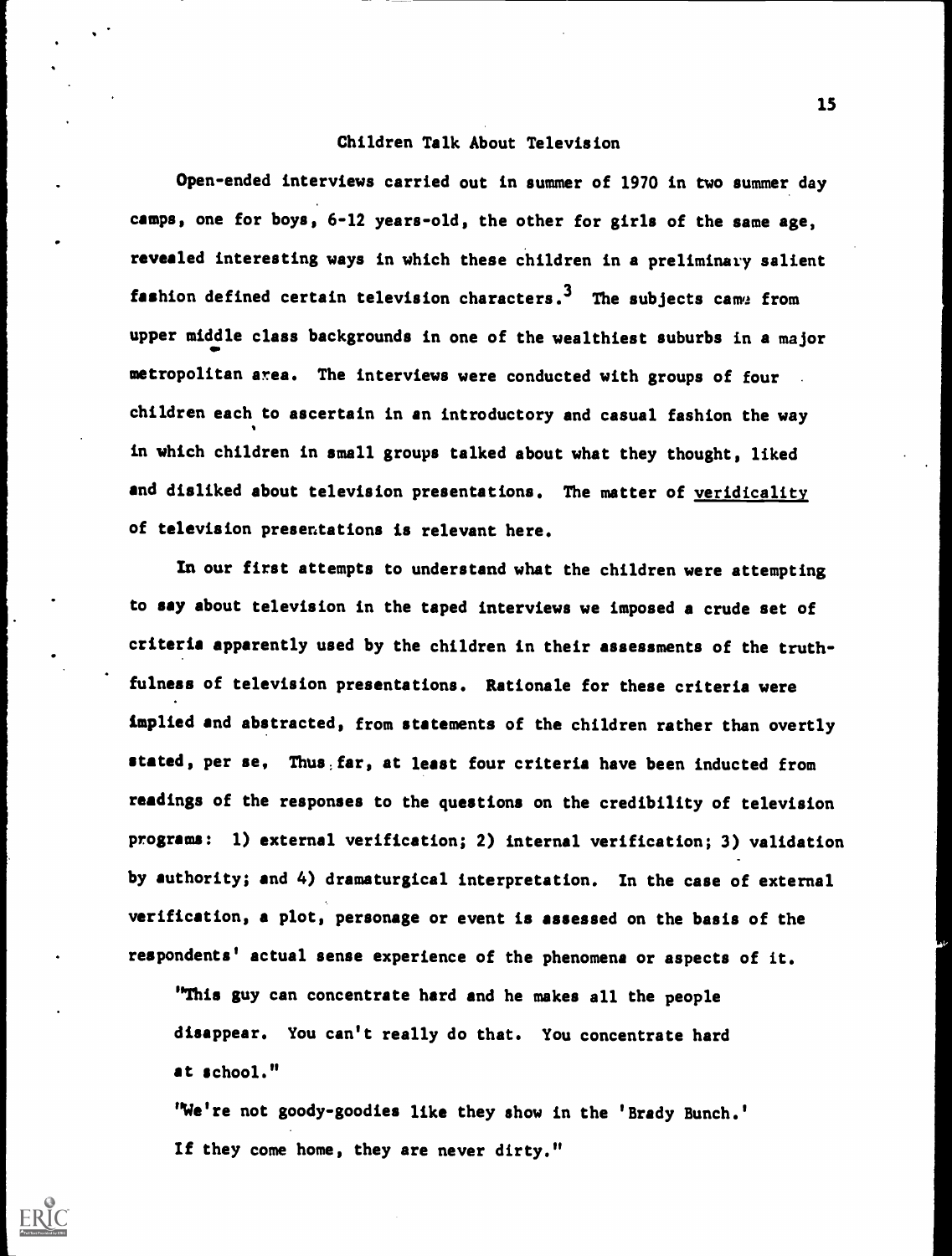## Children Talk About Television

Open-ended interviews carried out in summer of 1970 in two summer day camps, one for boys, 6-12 years-old, the other for girls of the same age, revealed interesting ways in which these children in a preliminary salient fashion defined certain television characters.[3] The subjects came from upper middle class backgrounds in one of the wealthiest suburbs in a major metropolitan area. The interviews were conducted with groups of four children each to ascertain in an introductory and casual fashion the way in which children in small groups talked about what they thought, liked and disliked about television presentations. The matter of <u>veridicality</u> of television presentations is relevant here.

In our first attempts to understand what the children were attempting to say about television in the taped interviews we imposed a crude set of criteria apparently used by the children in their assessments of the truthfulness of television presentations. Rationale for these criteria were implied and abstracted, from statements of the children rather than overtly stated, per se, Thus far, at least four criteria have been inducted from readings of the responses to the questions on the credibility of television programs: 1) external verification; 2) internal verification; 3) validation by authority; and 4) dramaturgical interpretation. In the case of external verification, a plot, personage or event is assessed on the basis of the respondents' actual sense experience of the phenomena or aspects of it.

> "This guy can concentrate hard and he makes all the people disappear. You can't really do that. You concentrate hard at school."
>
> "We're not goody-goodies like they show in the 'Brady Bunch.' If they come home, they are never dirty."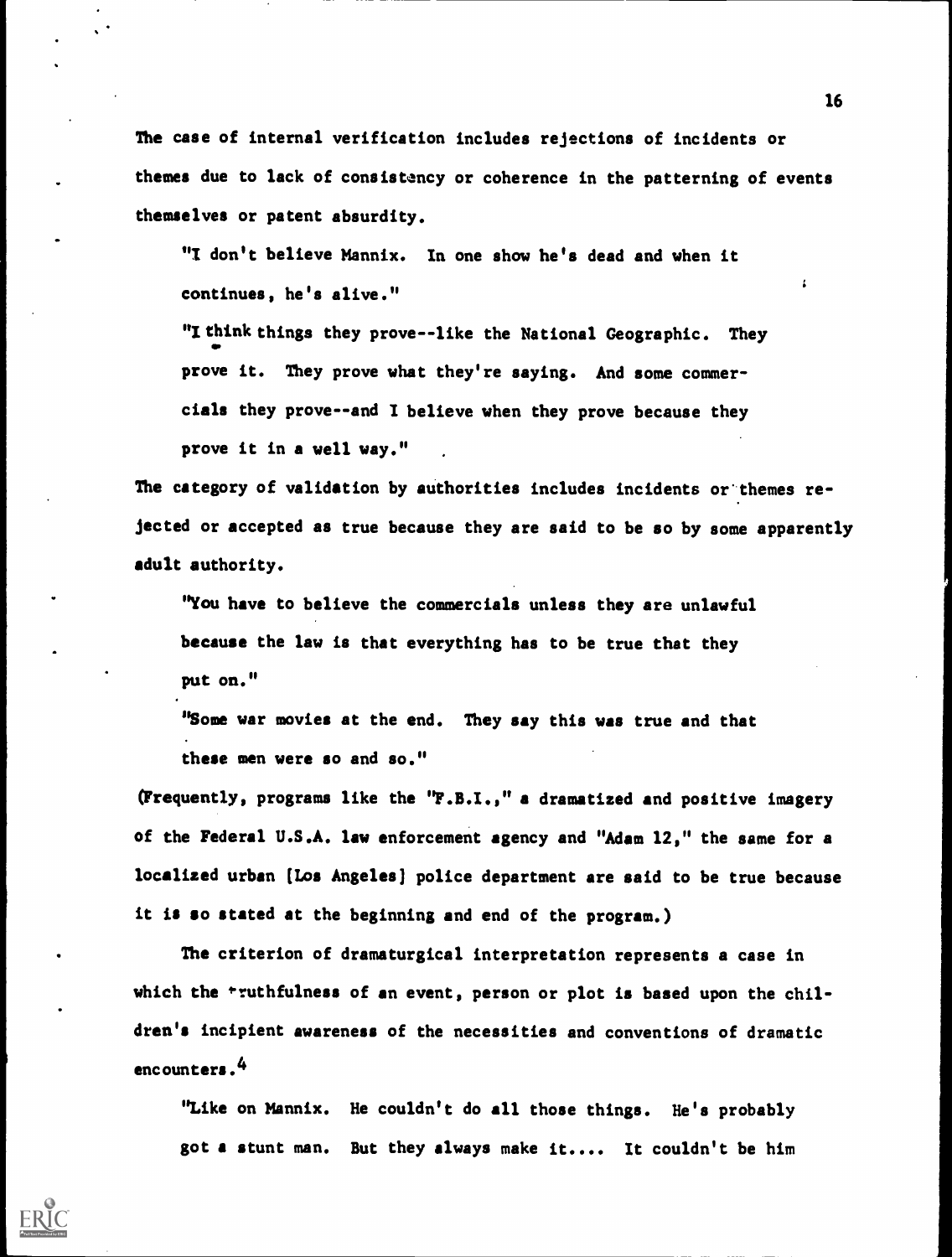The case of internal verification includes rejections of incidents or themes due to lack of consistency or coherence in the patterning of events themselves or patent absurdity.

> "I don't believe Mannix. In one show he's dead and when it continues, he's alive."
>
> "I think things they prove--like the National Geographic. They prove it. They prove what they're saying. And some commercials they prove--and I believe when they prove because they prove it in a well way."

The category of validation by authorities includes incidents or themes rejected or accepted as true because they are said to be so by some apparently adult authority.

> "You have to believe the commercials unless they are unlawful because the law is that everything has to be true that they put on."
>
> "Some war movies at the end. They say this was true and that these men were so and so."

(Frequently, programs like the "F.B.I.," a dramatized and positive imagery of the Federal U.S.A. law enforcement agency and "Adam 12," the same for a localized urban [Los Angeles] police department are said to be true because it is so stated at the beginning and end of the program.)

The criterion of dramaturgical interpretation represents a case in which the truthfulness of an event, person or plot is based upon the children's incipient awareness of the necessities and conventions of dramatic encounters.[4]

> "Like on Mannix. He couldn't do all those things. He's probably got a stunt man. But they always make it.... It couldn't be him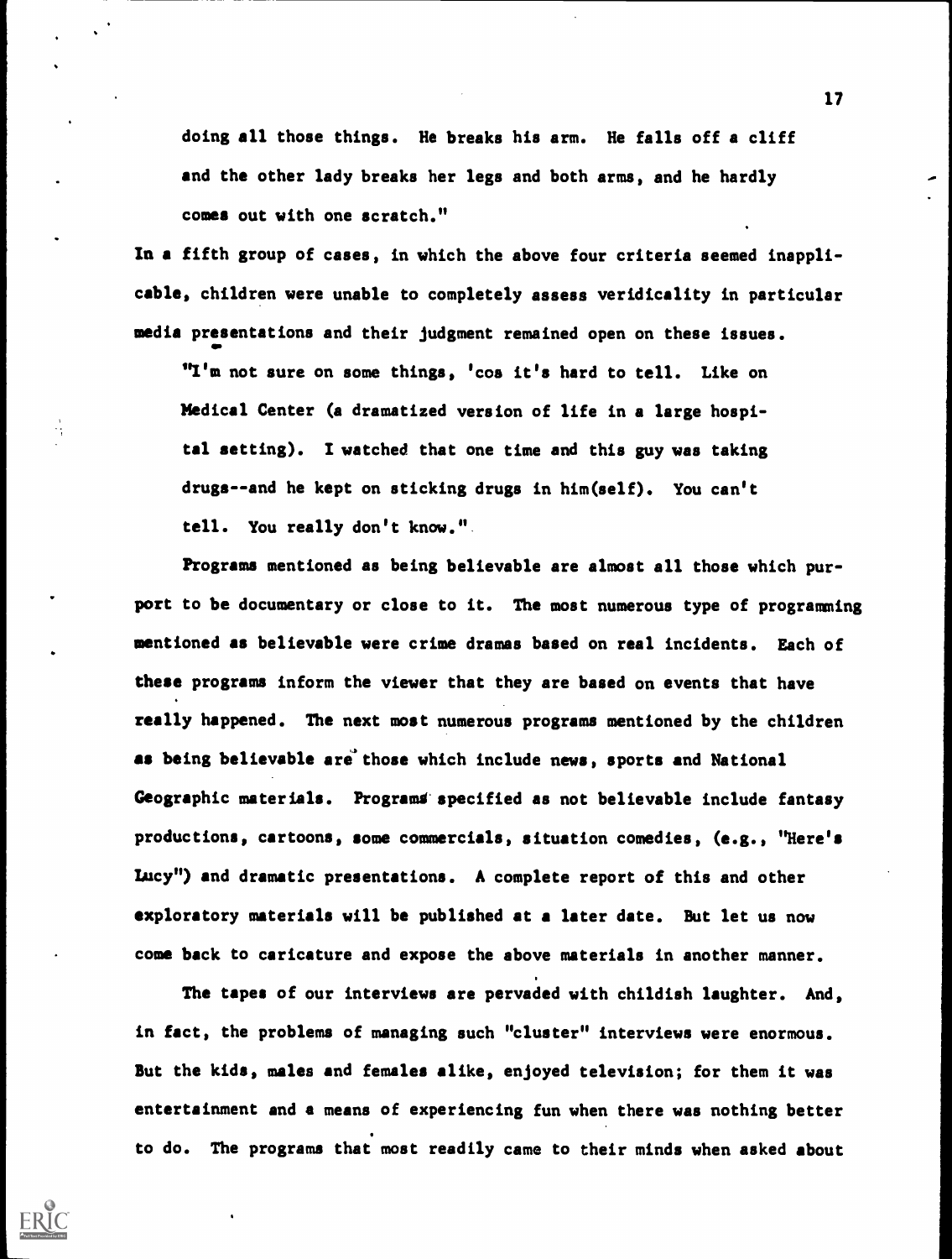doing all those things. He breaks his arm. He falls off a cliff and the other lady breaks her legs and both arms, and he hardly comes out with one scratch."

In a fifth group of cases, in which the above four criteria seemed inapplicable, children were unable to completely assess veridicality in particular media presentations and their judgment remained open on these issues.

> "I'm not sure on some things, 'cos it's hard to tell. Like on Medical Center (a dramatized version of life in a large hospital setting). I watched that one time and this guy was taking drugs--and he kept on sticking drugs in him(self). You can't tell. You really don't know."

Programs mentioned as being believable are almost all those which purport to be documentary or close to it. The most numerous type of programming mentioned as believable were crime dramas based on real incidents. Each of these programs inform the viewer that they are based on events that have really happened. The next most numerous programs mentioned by the children as being believable are those which include news, sports and National Geographic materials. Programs specified as not believable include fantasy productions, cartoons, some commercials, situation comedies, (e.g., "Here's Lucy") and dramatic presentations. A complete report of this and other exploratory materials will be published at a later date. But let us now come back to caricature and expose the above materials in another manner.

The tapes of our interviews are pervaded with childish laughter. And, in fact, the problems of managing such "cluster" interviews were enormous. But the kids, males and females alike, enjoyed television; for them it was entertainment and a means of experiencing fun when there was nothing better to do. The programs that most readily came to their minds when asked about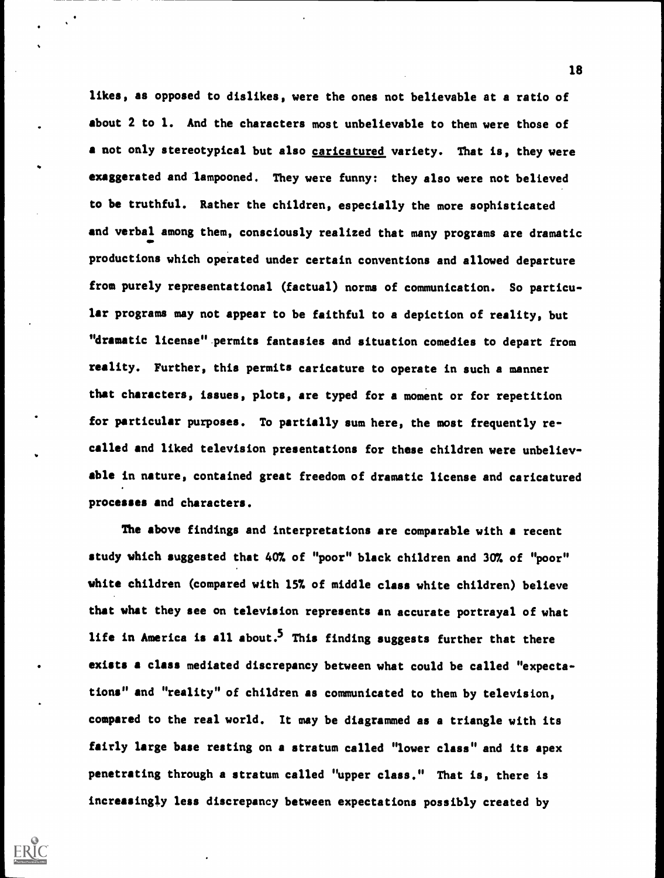likes, as opposed to dislikes, were the ones not believable at a ratio of about 2 to 1. And the characters most unbelievable to them were those of a not only stereotypical but also caricatured variety. That is, they were exaggerated and lampooned. They were funny: they also were not believed to be truthful. Rather the children, especially the more sophisticated and verbal among them, consciously realized that many programs are dramatic productions which operated under certain conventions and allowed departure from purely representational (factual) norms of communication. So particular programs may not appear to be faithful to a depiction of reality, but "dramatic license" permits fantasies and situation comedies to depart from reality. Further, this permits caricature to operate in such a manner that characters, issues, plots, are typed for a moment or for repetition for particular purposes. To partially sum here, the most frequently recalled and liked television presentations for these children were unbelievable in nature, contained great freedom of dramatic license and caricatured processes and characters.

The above findings and interpretations are comparable with a recent study which suggested that 40% of "poor" black children and 30% of "poor" white children (compared with 15% of middle class white children) believe that what they see on television represents an accurate portrayal of what life in America is all about.[5] This finding suggests further that there exists a class mediated discrepancy between what could be called "expectations" and "reality" of children as communicated to them by television, compared to the real world. It may be diagrammed as a triangle with its fairly large base resting on a stratum called "lower class" and its apex penetrating through a stratum called "upper class." That is, there is increasingly less discrepancy between expectations possibly created by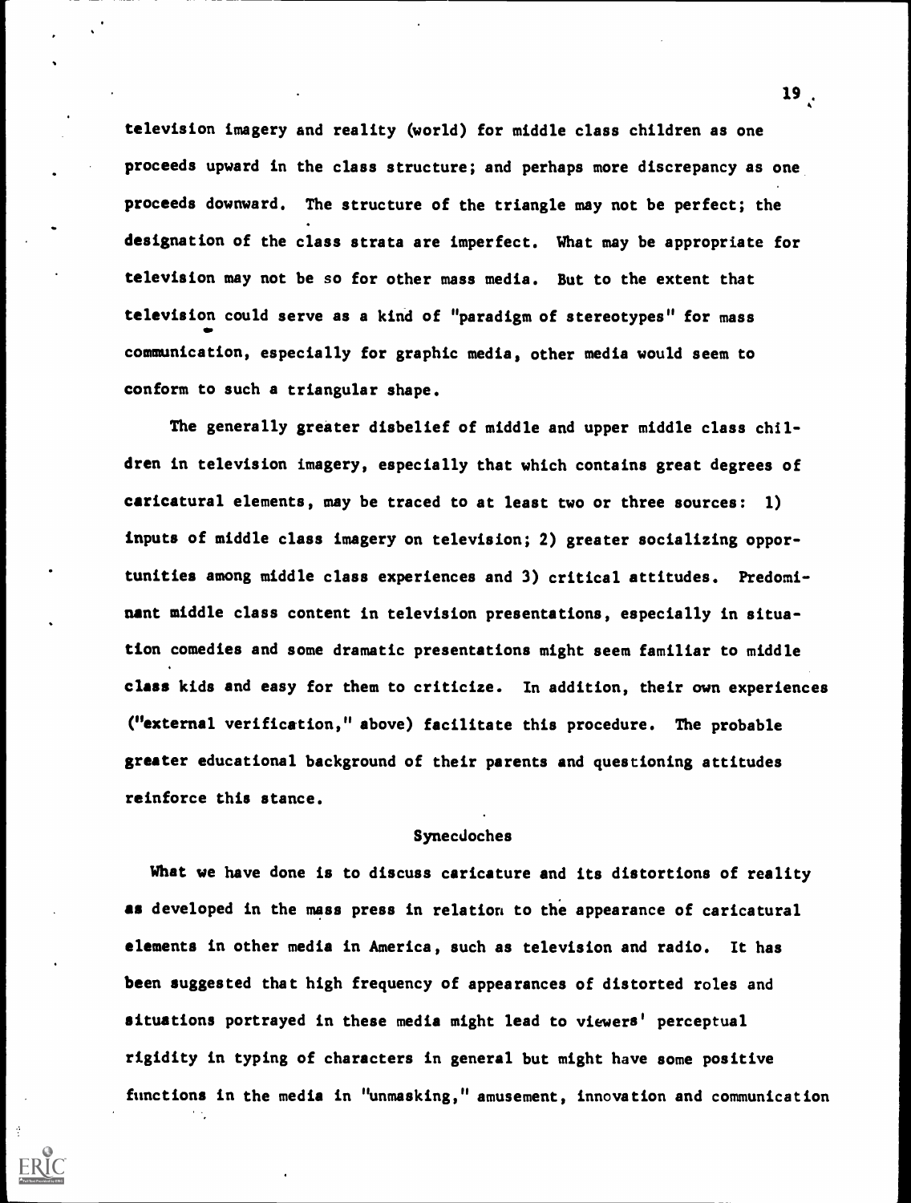television imagery and reality (world) for middle class children as one proceeds upward in the class structure; and perhaps more discrepancy as one proceeds downward. The structure of the triangle may not be perfect; the designation of the class strata are imperfect. What may be appropriate for television may not be so for other mass media. But to the extent that television could serve as a kind of "paradigm of stereotypes" for mass communication, especially for graphic media, other media would seem to conform to such a triangular shape.

The generally greater disbelief of middle and upper middle class children in television imagery, especially that which contains great degrees of caricatural elements, may be traced to at least two or three sources: 1) inputs of middle class imagery on television; 2) greater socializing opportunities among middle class experiences and 3) critical attitudes. Predominant middle class content in television presentations, especially in situation comedies and some dramatic presentations might seem familiar to middle class kids and easy for them to criticize. In addition, their own experiences ("external verification," above) facilitate this procedure. The probable greater educational background of their parents and questioning attitudes reinforce this stance.

## Synecdoches

What we have done is to discuss caricature and its distortions of reality as developed in the mass press in relation to the appearance of caricatural elements in other media in America, such as television and radio. It has been suggested that high frequency of appearances of distorted roles and situations portrayed in these media might lead to viewers' perceptual rigidity in typing of characters in general but might have some positive functions in the media in "unmasking," amusement, innovation and communication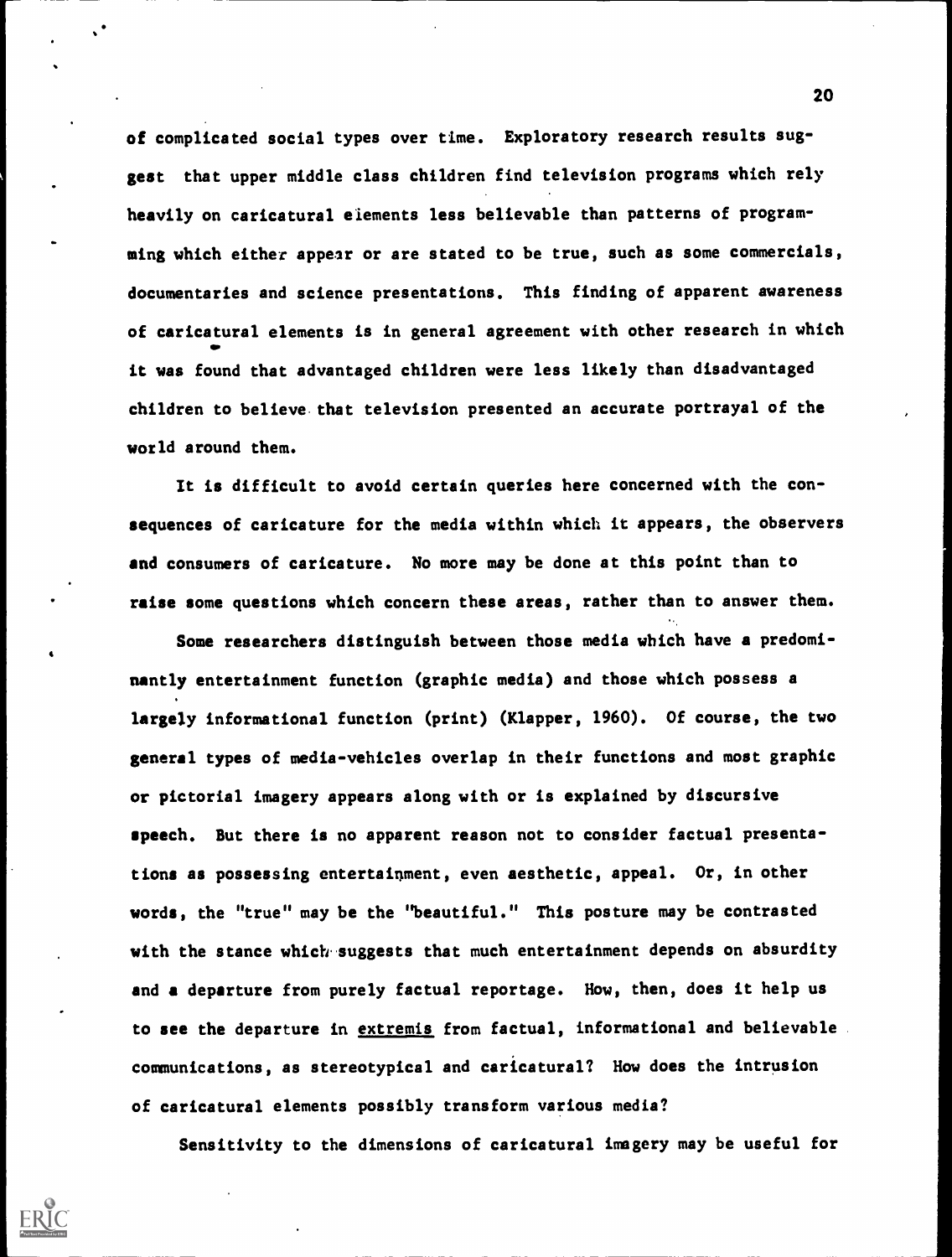of complicated social types over time. Exploratory research results suggest that upper middle class children find television programs which rely heavily on caricatural elements less believable than patterns of programming which either appear or are stated to be true, such as some commercials, documentaries and science presentations. This finding of apparent awareness of caricatural elements is in general agreement with other research in which it was found that advantaged children were less likely than disadvantaged children to believe that television presented an accurate portrayal of the world around them.

It is difficult to avoid certain queries here concerned with the consequences of caricature for the media within which it appears, the observers and consumers of caricature. No more may be done at this point than to raise some questions which concern these areas, rather than to answer them.

Some researchers distinguish between those media which have a predominantly entertainment function (graphic media) and those which possess a largely informational function (print) (Klapper, 1960). Of course, the two general types of media-vehicles overlap in their functions and most graphic or pictorial imagery appears along with or is explained by discursive speech. But there is no apparent reason not to consider factual presentations as possessing entertainment, even aesthetic, appeal. Or, in other words, the "true" may be the "beautiful." This posture may be contrasted with the stance which suggests that much entertainment depends on absurdity and a departure from purely factual reportage. How, then, does it help us to see the departure in <u>extremis</u> from factual, informational and believable communications, as stereotypical and caricatural? How does the intrusion of caricatural elements possibly transform various media?

Sensitivity to the dimensions of caricatural imagery may be useful for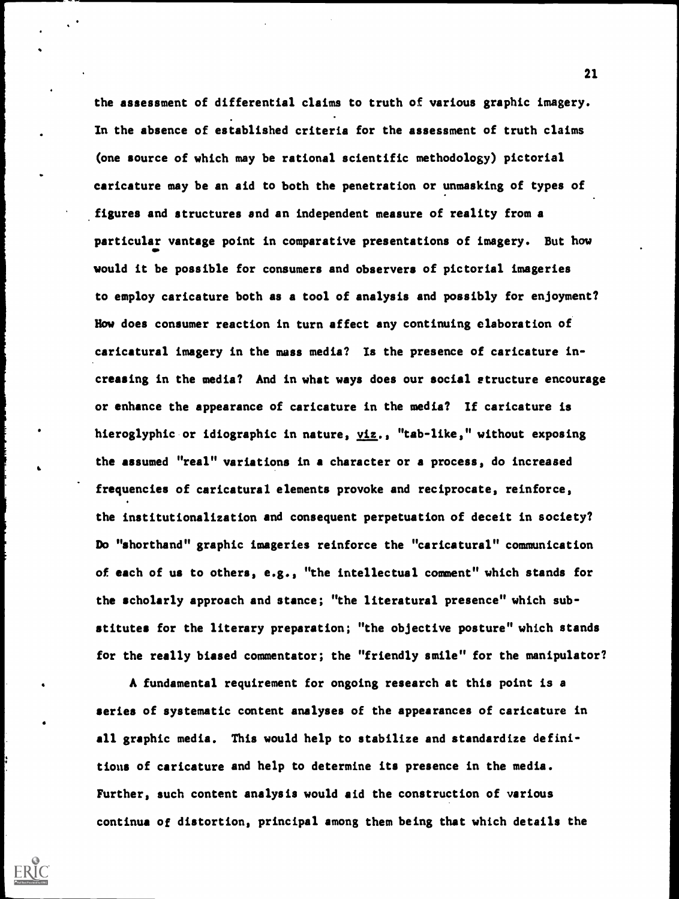the assessment of differential claims to truth of various graphic imagery. In the absence of established criteria for the assessment of truth claims (one source of which may be rational scientific methodology) pictorial caricature may be an aid to both the penetration or unmasking of types of figures and structures and an independent measure of reality from a particular vantage point in comparative presentations of imagery. But how would it be possible for consumers and observers of pictorial imageries to employ caricature both as a tool of analysis and possibly for enjoyment? How does consumer reaction in turn affect any continuing elaboration of caricatural imagery in the mass media? Is the presence of caricature increasing in the media? And in what ways does our social structure encourage or enhance the appearance of caricature in the media? If caricature is hieroglyphic or idiographic in nature, viz., "tab-like," without exposing the assumed "real" variations in a character or a process, do increased frequencies of caricatural elements provoke and reciprocate, reinforce, the institutionalization and consequent perpetuation of deceit in society? Do "shorthand" graphic imageries reinforce the "caricatural" communication of each of us to others, e.g., "the intellectual comment" which stands for the scholarly approach and stance; "the literatural presence" which substitutes for the literary preparation; "the objective posture" which stands for the really biased commentator; the "friendly smile" for the manipulator?

A fundamental requirement for ongoing research at this point is a series of systematic content analyses of the appearances of caricature in all graphic media. This would help to stabilize and standardize definitions of caricature and help to determine its presence in the media. Further, such content analysis would aid the construction of various continua of distortion, principal among them being that which details the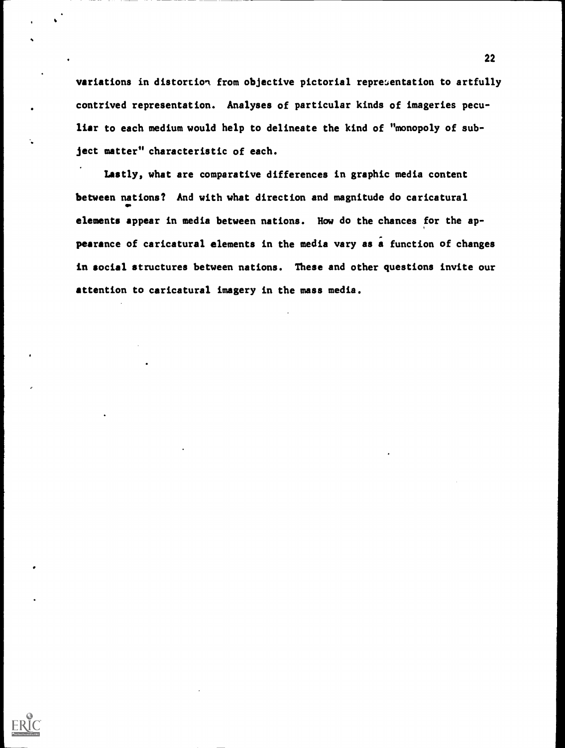variations in distortion from objective pictorial representation to artfully contrived representation. Analyses of particular kinds of imageries peculiar to each medium would help to delineate the kind of "monopoly of subject matter" characteristic of each.

Lastly, what are comparative differences in graphic media content between nations? And with what direction and magnitude do caricatural elements appear in media between nations. How do the chances for the appearance of caricatural elements in the media vary as a function of changes in social structures between nations. These and other questions invite our attention to caricatural imagery in the mass media.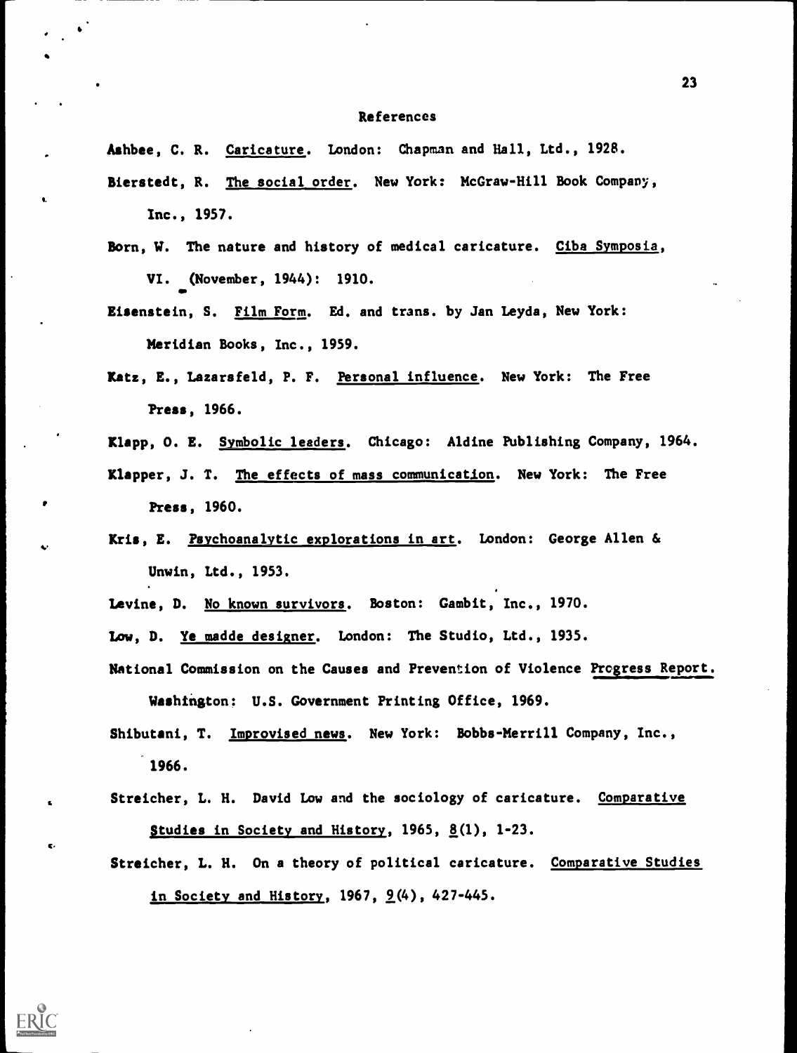# References

Ashbee, C. R. Caricature. London: Chapman and Hall, Ltd., 1928.

Bierstedt, R. The social order. New York: McGraw-Hill Book Company, Inc., 1957.

Born, W. The nature and history of medical caricature. Ciba Symposia, VI. (November, 1944): 1910.

Eisenstein, S. Film Form. Ed. and trans. by Jan Leyda, New York: Meridian Books, Inc., 1959.

Katz, E., Lazarsfeld, P. F. Personal influence. New York: The Free Press, 1966.

Klapp, O. E. Symbolic leaders. Chicago: Aldine Publishing Company, 1964.

Klapper, J. T. The effects of mass communication. New York: The Free Press, 1960.

Kris, E. Psychoanalytic explorations in art. London: George Allen & Unwin, Ltd., 1953.

Levine, D. No known survivors. Boston: Gambit, Inc., 1970.

Low, D. Ye madde designer. London: The Studio, Ltd., 1935.

National Commission on the Causes and Prevention of Violence Progress Report. Washington: U.S. Government Printing Office, 1969.

Shibutani, T. Improvised news. New York: Bobbs-Merrill Company, Inc., 1966.

Streicher, L. H. David Low and the sociology of caricature. Comparative Studies in Society and History, 1965, 8(1), 1-23.

Streicher, L. H. On a theory of political caricature. Comparative Studies in Society and History, 1967, 9(4), 427-445.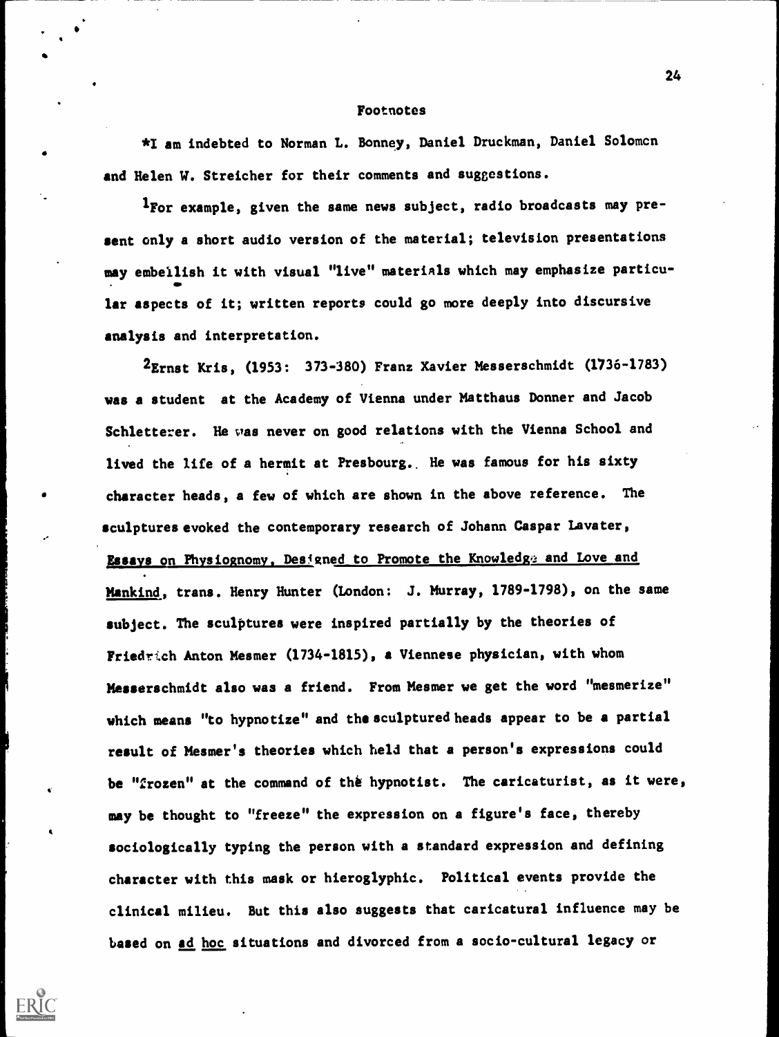## Footnotes

*I am indebted to Norman L. Bonney, Daniel Druckman, Daniel Solomon and Helen W. Streicher for their comments and suggestions.

[1]For example, given the same news subject, radio broadcasts may present only a short audio version of the material; television presentations may embellish it with visual "live" materials which may emphasize particular aspects of it; written reports could go more deeply into discursive analysis and interpretation.

[2]Ernst Kris, (1953: 373-380) Franz Xavier Messerschmidt (1736-1783) was a student at the Academy of Vienna under Matthaus Donner and Jacob Schletterer. He was never on good relations with the Vienna School and lived the life of a hermit at Presbourg. He was famous for his sixty character heads, a few of which are shown in the above reference. The sculptures evoked the contemporary research of Johann Caspar Lavater, Essays on Physiognomy, Designed to Promote the Knowledge and Love and Mankind, trans. Henry Hunter (London: J. Murray, 1789-1798), on the same subject. The sculptures were inspired partially by the theories of Friedrich Anton Mesmer (1734-1815), a Viennese physician, with whom Messerschmidt also was a friend. From Mesmer we get the word "mesmerize" which means "to hypnotize" and the sculptured heads appear to be a partial result of Mesmer's theories which held that a person's expressions could be "frozen" at the command of the hypnotist. The caricaturist, as it were, may be thought to "freeze" the expression on a figure's face, thereby sociologically typing the person with a standard expression and defining character with this mask or hieroglyphic. Political events provide the clinical milieu. But this also suggests that caricatural influence may be based on ad hoc situations and divorced from a socio-cultural legacy or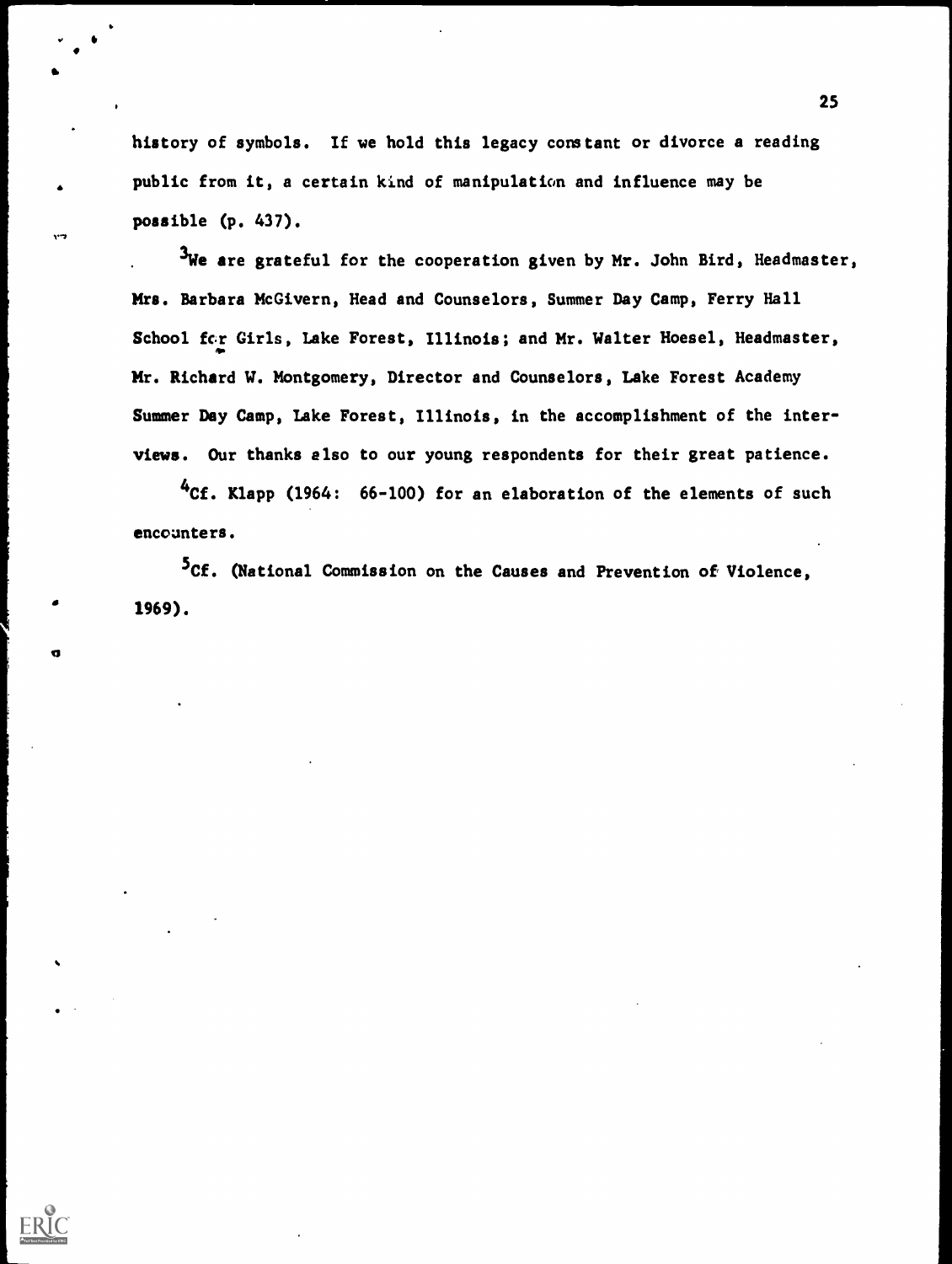history of symbols. If we hold this legacy constant or divorce a reading public from it, a certain kind of manipulation and influence may be possible (p. 437).

[3]We are grateful for the cooperation given by Mr. John Bird, Headmaster, Mrs. Barbara McGivern, Head and Counselors, Summer Day Camp, Ferry Hall School for Girls, Lake Forest, Illinois; and Mr. Walter Hoesel, Headmaster, Mr. Richard W. Montgomery, Director and Counselors, Lake Forest Academy Summer Day Camp, Lake Forest, Illinois, in the accomplishment of the interviews. Our thanks also to our young respondents for their great patience.

[4]Cf. Klapp (1964: 66-100) for an elaboration of the elements of such encounters.

[5]Cf. (National Commission on the Causes and Prevention of Violence, 1969).